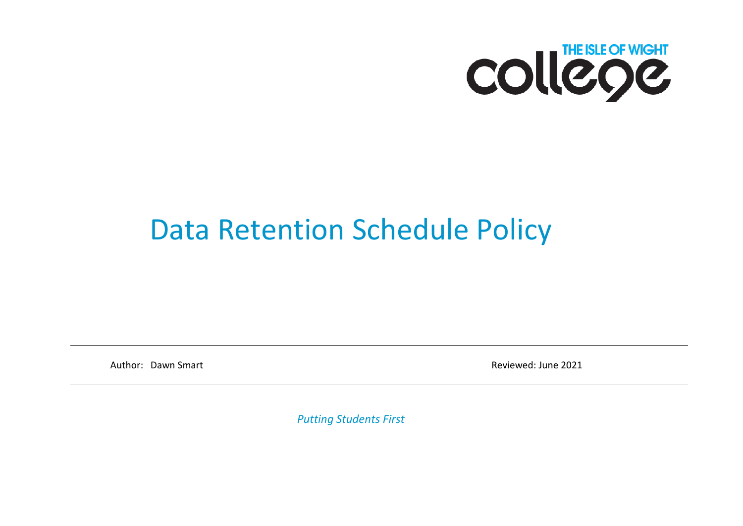THE ISLE OF WIGHT college

# Data Retention Schedule Policy

Author: Dawn Smart

Reviewed: June 2021

*Putting Students First*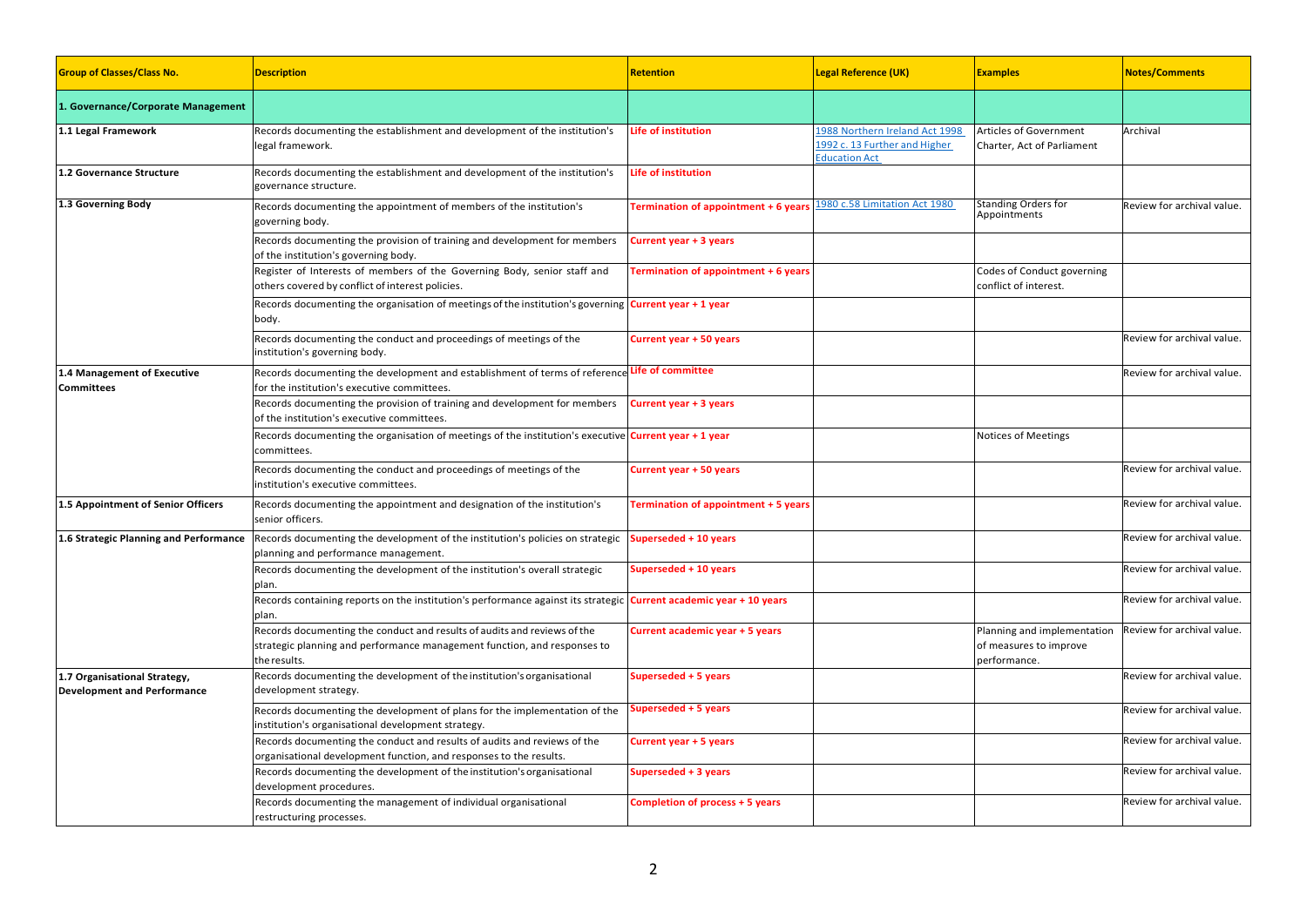| Group of Classes/Class No. | Description | Retention | Legal Reference (UK) | Examples | Notes/Comments |
|---|---|---|---|---|---|
| **1. Governance/Corporate Management** | | | | | |
| **1.1 Legal Framework** | Records documenting the establishment and development of the institution's legal framework. | **Life of institution** | 1988 Northern Ireland Act 1998 1992 c. 13 Further and Higher Education Act | Articles of Government Charter, Act of Parliament | Archival |
| **1.2 Governance Structure** | Records documenting the establishment and development of the institution's governance structure. | **Life of institution** | | | |
| **1.3 Governing Body** | Records documenting the appointment of members of the institution's governing body. | **Termination of appointment + 6 years** | 1980 c.58 Limitation Act 1980 | Standing Orders for Appointments | Review for archival value. |
| | Records documenting the provision of training and development for members of the institution's governing body. | **Current year + 3 years** | | | |
| | Register of Interests of members of the Governing Body, senior staff and others covered by conflict of interest policies. | **Termination of appointment + 6 years** | | Codes of Conduct governing conflict of interest. | |
| | Records documenting the organisation of meetings of the institution's governing body. | **Current year + 1 year** | | | |
| | Records documenting the conduct and proceedings of meetings of the institution's governing body. | **Current year + 50 years** | | | Review for archival value. |
| **1.4 Management of Executive Committees** | Records documenting the development and establishment of terms of reference for the institution's executive committees. | **Life of committee** | | | Review for archival value. |
| | Records documenting the provision of training and development for members of the institution's executive committees. | **Current year + 3 years** | | | |
| | Records documenting the organisation of meetings of the institution's executive committees. | **Current year + 1 year** | | Notices of Meetings | |
| | Records documenting the conduct and proceedings of meetings of the institution's executive committees. | **Current year + 50 years** | | | Review for archival value. |
| **1.5 Appointment of Senior Officers** | Records documenting the appointment and designation of the institution's senior officers. | **Termination of appointment + 5 years** | | | Review for archival value. |
| **1.6 Strategic Planning and Performance** | Records documenting the development of the institution's policies on strategic planning and performance management. | **Superseded + 10 years** | | | Review for archival value. |
| | Records documenting the development of the institution's overall strategic plan. | **Superseded + 10 years** | | | Review for archival value. |
| | Records containing reports on the institution's performance against its strategic plan. | **Current academic year + 10 years** | | | Review for archival value. |
| | Records documenting the conduct and results of audits and reviews of the strategic planning and performance management function, and responses to the results. | **Current academic year + 5 years** | | Planning and implementation of measures to improve performance. | Review for archival value. |
| **1.7 Organisational Strategy, Development and Performance** | Records documenting the development of the institution's organisational development strategy. | **Superseded + 5 years** | | | Review for archival value. |
| | Records documenting the development of plans for the implementation of the institution's organisational development strategy. | **Superseded + 5 years** | | | Review for archival value. |
| | Records documenting the conduct and results of audits and reviews of the organisational development function, and responses to the results. | **Current year + 5 years** | | | Review for archival value. |
| | Records documenting the development of the institution's organisational development procedures. | **Superseded + 3 years** | | | Review for archival value. |
| | Records documenting the management of individual organisational restructuring processes. | **Completion of process + 5 years** | | | Review for archival value. |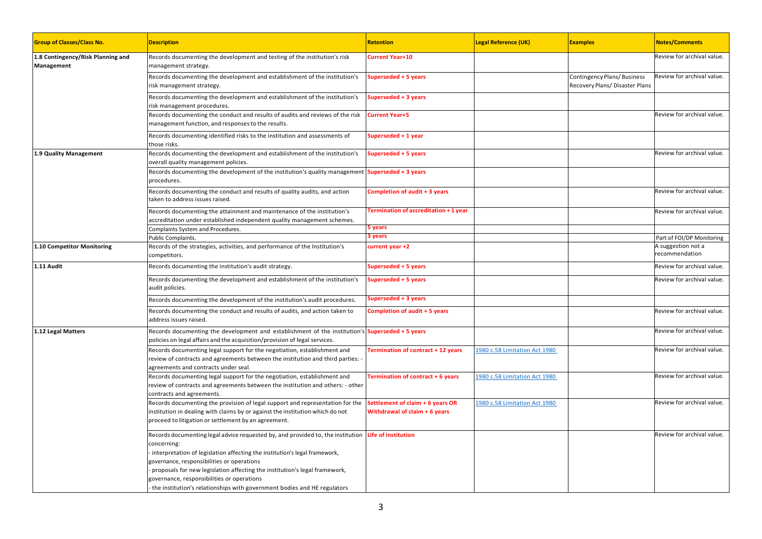| Group of Classes/Class No. | Description | Retention | Legal Reference (UK) | Examples | Notes/Comments |
|---|---|---|---|---|---|
| **1.8 Contingency/Risk Planning and Management** | Records documenting the development and testing of the institution's risk management strategy. | **Current Year+10** | | | Review for archival value. |
| | Records documenting the development and establishment of the institution's risk management strategy. | **Superseded + 5 years** | | Contingency Plans/ Business Recovery Plans/ Disaster Plans | Review for archival value. |
| | Records documenting the development and establishment of the institution's risk management procedures. | **Superseded + 3 years** | | | |
| | Records documenting the conduct and results of audits and reviews of the risk management function, and responses to the results. | **Current Year+5** | | | Review for archival value. |
| | Records documenting identified risks to the institution and assessments of those risks. | **Superseded + 1 year** | | | |
| **1.9 Quality Management** | Records documenting the development and establishment of the institution's overall quality management policies. | **Superseded + 5 years** | | | Review for archival value. |
| | Records documenting the development of the institution's quality management procedures. | **Superseded + 3 years** | | | |
| | Records documenting the conduct and results of quality audits, and action taken to address issues raised. | **Completion of audit + 3 years** | | | Review for archival value. |
| | Records documenting the attainment and maintenance of the institution's accreditation under established independent quality management schemes. | **Termination of accreditation + 1 year** | | | Review for archival value. |
| | Complaints System and Procedures. | **5 years** | | | |
| | Public Complaints. | **3 years** | | | Part of FOI/DP Monitoring |
| **1.10 Competitor Monitoring** | Records of the strategies, activities, and performance of the Institution's competitors. | **current year +2** | | | A suggestion not a recommendation |
| **1.11 Audit** | Records documenting the institution's audit strategy. | **Superseded + 5 years** | | | Review for archival value. |
| | Records documenting the development and establishment of the institution's audit policies. | **Superseded + 5 years** | | | Review for archival value. |
| | Records documenting the development of the institution's audit procedures. | **Superseded + 3 years** | | | |
| | Records documenting the conduct and results of audits, and action taken to address issues raised. | **Completion of audit + 5 years** | | | Review for archival value. |
| **1.12 Legal Matters** | Records documenting the development and establishment of the institution's policies on legal affairs and the acquisition/provision of legal services. | **Superseded + 5 years** | | | Review for archival value. |
| | Records documenting legal support for the negotiation, establishment and review of contracts and agreements between the institution and third parties: - agreements and contracts under seal. | **Termination of contract + 12 years** | 1980 c.58 Limitation Act 1980 | | Review for archival value. |
| | Records documenting legal support for the negotiation, establishment and review of contracts and agreements between the institution and others: - other contracts and agreements. | **Termination of contract + 6 years** | 1980 c.58 Limitation Act 1980 | | Review for archival value. |
| | Records documenting the provision of legal support and representation for the institution in dealing with claims by or against the institution which do not proceed to litigation or settlement by an agreement. | **Settlement of claim + 6 years OR Withdrawal of claim + 6 years** | 1980 c.58 Limitation Act 1980 | | Review for archival value. |
| | Records documenting legal advice requested by, and provided to, the institution concerning:<br>- interpretation of legislation affecting the institution's legal framework, governance, responsibilities or operations<br>- proposals for new legislation affecting the institution's legal framework, governance, responsibilities or operations<br>- the institution's relationships with government bodies and HE regulators | **Life of institution** | | | Review for archival value. |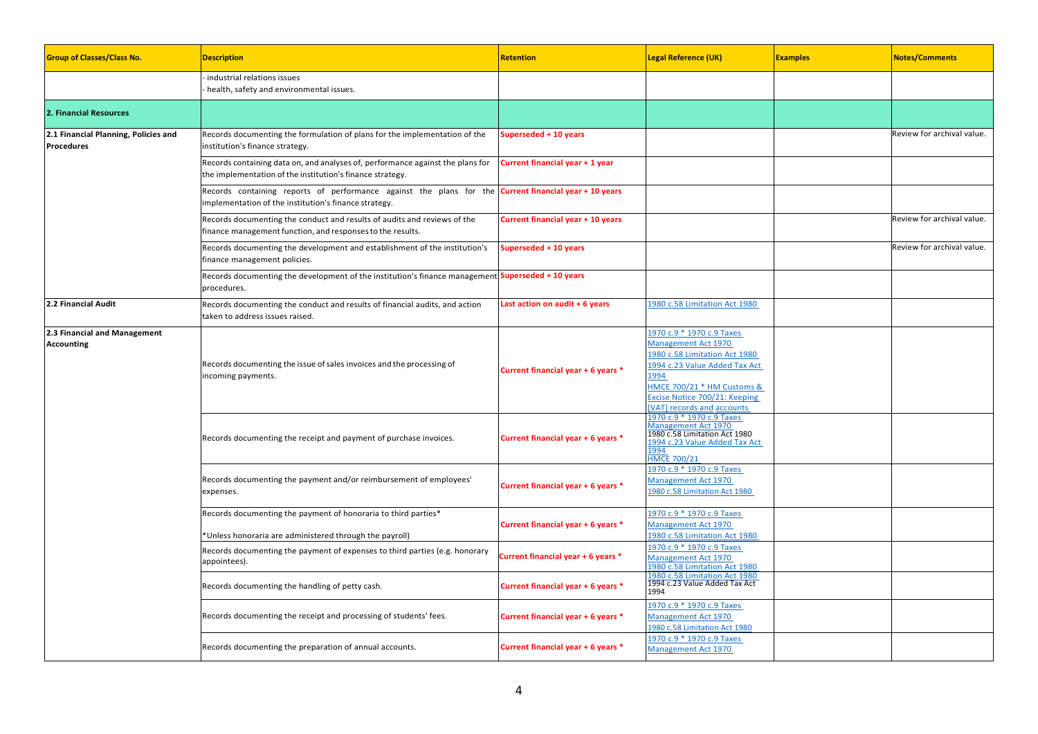| Group of Classes/Class No. | Description | Retention | Legal Reference (UK) | Examples | Notes/Comments |
|---|---|---|---|---|---|
| | - industrial relations issues<br>- health, safety and environmental issues. | | | | |
| **2. Financial Resources** | | | | | |
| **2.1 Financial Planning, Policies and Procedures** | Records documenting the formulation of plans for the implementation of the institution's finance strategy. | **Superseded + 10 years** | | | Review for archival value. |
| | Records containing data on, and analyses of, performance against the plans for the implementation of the institution's finance strategy. | **Current financial year + 1 year** | | | |
| | Records containing reports of performance against the plans for the implementation of the institution's finance strategy. | **Current financial year + 10 years** | | | |
| | Records documenting the conduct and results of audits and reviews of the finance management function, and responses to the results. | **Current financial year + 10 years** | | | Review for archival value. |
| | Records documenting the development and establishment of the institution's finance management policies. | **Superseded + 10 years** | | | Review for archival value. |
| | Records documenting the development of the institution's finance management procedures. | **Superseded + 10 years** | | | |
| **2.2 Financial Audit** | Records documenting the conduct and results of financial audits, and action taken to address issues raised. | **Last action on audit + 6 years** | 1980 c.58 Limitation Act 1980 | | |
| **2.3 Financial and Management Accounting** | Records documenting the issue of sales invoices and the processing of incoming payments. | **Current financial year + 6 years *** | 1970 c.9 * 1970 c.9 Taxes Management Act 1970<br>1980 c.58 Limitation Act 1980<br>1994 c.23 Value Added Tax Act 1994<br>HMCE 700/21 * HM Customs & Excise Notice 700/21: Keeping [VAT] records and accounts | | |
| | Records documenting the receipt and payment of purchase invoices. | **Current financial year + 6 years *** | 1970 c.9 * 1970 c.9 Taxes Management Act 1970<br>1980 c.58 Limitation Act 1980<br>1994 c.23 Value Added Tax Act 1994<br>HMCE 700/21 | | |
| | Records documenting the payment and/or reimbursement of employees' expenses. | **Current financial year + 6 years *** | 1970 c.9 * 1970 c.9 Taxes Management Act 1970<br>1980 c.58 Limitation Act 1980 | | |
| | Records documenting the payment of honoraria to third parties*<br>*Unless honoraria are administered through the payroll) | **Current financial year + 6 years *** | 1970 c.9 * 1970 c.9 Taxes Management Act 1970<br>1980 c.58 Limitation Act 1980 | | |
| | Records documenting the payment of expenses to third parties (e.g. honorary appointees). | **Current financial year + 6 years *** | 1970 c.9 * 1970 c.9 Taxes Management Act 1970<br>1980 c.58 Limitation Act 1980 | | |
| | Records documenting the handling of petty cash. | **Current financial year + 6 years *** | 1980 c.58 Limitation Act 1980<br>1994 c.23 Value Added Tax Act 1994 | | |
| | Records documenting the receipt and processing of students' fees. | **Current financial year + 6 years *** | 1970 c.9 * 1970 c.9 Taxes Management Act 1970<br>1980 c.58 Limitation Act 1980 | | |
| | Records documenting the preparation of annual accounts. | **Current financial year + 6 years *** | 1970 c.9 * 1970 c.9 Taxes Management Act 1970 | | |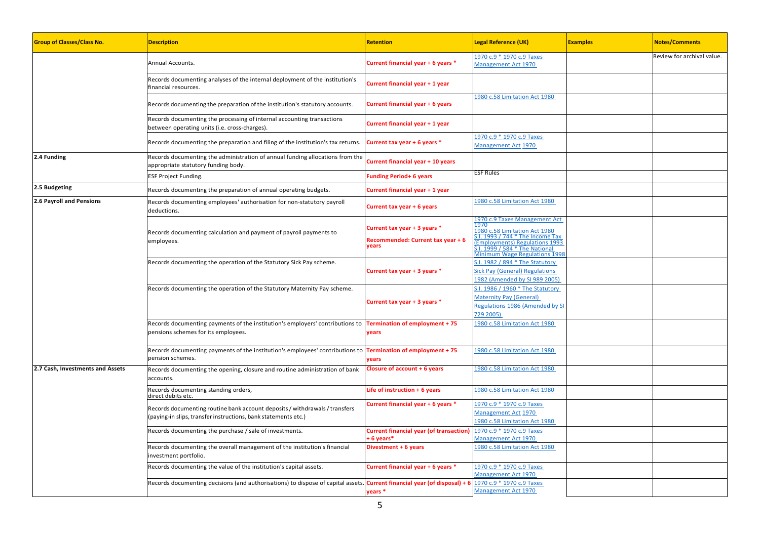| Group of Classes/Class No. | Description | Retention | Legal Reference (UK) | Examples | Notes/Comments |
|---|---|---|---|---|---|
| | Annual Accounts. | Current financial year + 6 years * | 1970 c.9 * 1970 c.9 Taxes Management Act 1970 | | Review for archival value. |
| | Records documenting analyses of the internal deployment of the institution's financial resources. | Current financial year + 1 year | | | |
| | Records documenting the preparation of the institution's statutory accounts. | Current financial year + 6 years | 1980 c.58 Limitation Act 1980 | | |
| | Records documenting the processing of internal accounting transactions between operating units (i.e. cross-charges). | Current financial year + 1 year | | | |
| | Records documenting the preparation and filing of the institution's tax returns. | Current tax year + 6 years * | 1970 c.9 * 1970 c.9 Taxes Management Act 1970 | | |
| 2.4 Funding | Records documenting the administration of annual funding allocations from the appropriate statutory funding body. | Current financial year + 10 years | | | |
| | ESF Project Funding. | Funding Period+ 6 years | ESF Rules | | |
| 2.5 Budgeting | Records documenting the preparation of annual operating budgets. | Current financial year + 1 year | | | |
| 2.6 Payroll and Pensions | Records documenting employees' authorisation for non-statutory payroll deductions. | Current tax year + 6 years | 1980 c.58 Limitation Act 1980 | | |
| | Records documenting calculation and payment of payroll payments to employees. | Current tax year + 3 years * Recommended: Current tax year + 6 years | 1970 c.9 Taxes Management Act 1970 1980 c.58 Limitation Act 1980 S.I. 1993 / 744 * The Income Tax (Employments) Regulations 1993 S.I. 1999 / 584 * The National Minimum Wage Regulations 1998 | | |
| | Records documenting the operation of the Statutory Sick Pay scheme. | Current tax year + 3 years * | S.I. 1982 / 894 * The Statutory Sick Pay (General) Regulations 1982 (Amended by SI 989 2005) | | |
| | Records documenting the operation of the Statutory Maternity Pay scheme. | Current tax year + 3 years * | S.I. 1986 / 1960 * The Statutory Maternity Pay (General) Regulations 1986 (Amended by SI 729 2005) | | |
| | Records documenting payments of the institution's employers' contributions to pensions schemes for its employees. | Termination of employment + 75 years | 1980 c.58 Limitation Act 1980 | | |
| | Records documenting payments of the institution's employees' contributions to pension schemes. | Termination of employment + 75 years | 1980 c.58 Limitation Act 1980 | | |
| 2.7 Cash, Investments and Assets | Records documenting the opening, closure and routine administration of bank accounts. | Closure of account + 6 years | 1980 c.58 Limitation Act 1980 | | |
| | Records documenting standing orders, direct debits etc. | Life of instruction + 6 years | 1980 c.58 Limitation Act 1980 | | |
| | Records documenting routine bank account deposits / withdrawals / transfers (paying-in slips, transfer instructions, bank statements etc.) | Current financial year + 6 years * | 1970 c.9 * 1970 c.9 Taxes Management Act 1970 1980 c.58 Limitation Act 1980 | | |
| | Records documenting the purchase / sale of investments. | Current financial year (of transaction) + 6 years* | 1970 c.9 * 1970 c.9 Taxes Management Act 1970 | | |
| | Records documenting the overall management of the institution's financial investment portfolio. | Divestment + 6 years | 1980 c.58 Limitation Act 1980 | | |
| | Records documenting the value of the institution's capital assets. | Current financial year + 6 years * | 1970 c.9 * 1970 c.9 Taxes Management Act 1970 | | |
| | Records documenting decisions (and authorisations) to dispose of capital assets. | Current financial year (of disposal) + 6 years * | 1970 c.9 * 1970 c.9 Taxes Management Act 1970 | | |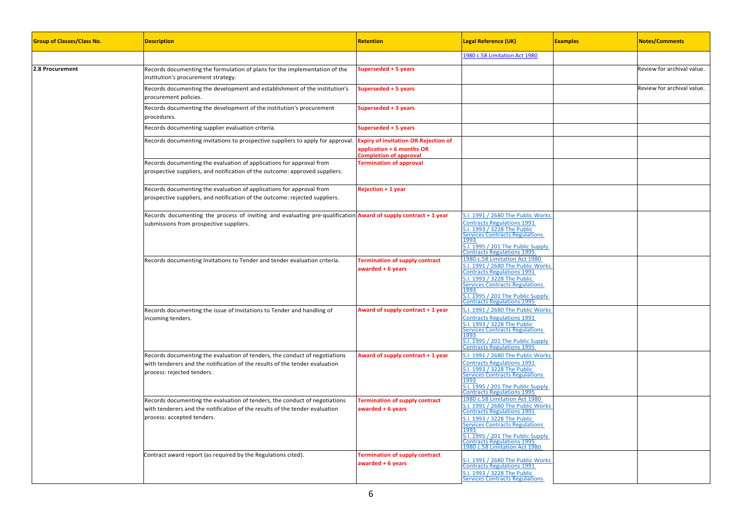| Group of Classes/Class No. | Description | Retention | Legal Reference (UK) | Examples | Notes/Comments |
|---|---|---|---|---|---|
| | | | 1980 c.58 Limitation Act 1980 | | |
| 2.8 Procurement | Records documenting the formulation of plans for the implementation of the institution's procurement strategy. | Superseded + 5 years | | | Review for archival value. |
| | Records documenting the development and establishment of the institution's procurement policies. | Superseded + 5 years | | | Review for archival value. |
| | Records documenting the development of the institution's procurement procedures. | Superseded + 3 years | | | |
| | Records documenting supplier evaluation criteria. | Superseded + 5 years | | | |
| | Records documenting invitations to prospective suppliers to apply for approval. | Expiry of invitation OR Rejection of application + 6 months OR Completion of approval | | | |
| | Records documenting the evaluation of applications for approval from prospective suppliers, and notification of the outcome: approved suppliers. | Termination of approval | | | |
| | Records documenting the evaluation of applications for approval from prospective suppliers, and notification of the outcome: rejected suppliers. | Rejection + 1 year | | | |
| | Records documenting the process of inviting and evaluating pre-qualification submissions from prospective suppliers. | Award of supply contract + 1 year | S.I. 1991 / 2680 The Public Works Contracts Regulations 1991<br>S.I. 1993 / 3228 The Public Services Contracts Regulations 1993<br>S.I. 1995 / 201 The Public Supply Contracts Regulations 1995 | | |
| | Records documenting Invitations to Tender and tender evaluation criteria. | Termination of supply contract awarded + 6 years | 1980 c.58 Limitation Act 1980<br>S.I. 1991 / 2680 The Public Works Contracts Regulations 1991<br>S.I. 1993 / 3228 The Public Services Contracts Regulations 1993<br>S.I. 1995 / 201 The Public Supply Contracts Regulations 1995 | | |
| | Records documenting the issue of Invitations to Tender and handling of incoming tenders. | Award of supply contract + 1 year | S.I. 1991 / 2680 The Public Works Contracts Regulations 1991<br>S.I. 1993 / 3228 The Public Services Contracts Regulations 1993<br>S.I. 1995 / 201 The Public Supply Contracts Regulations 1995 | | |
| | Records documenting the evaluation of tenders, the conduct of negotiations with tenderers and the notification of the results of the tender evaluation process: rejected tenders. | Award of supply contract + 1 year | S.I. 1991 / 2680 The Public Works Contracts Regulations 1991<br>S.I. 1993 / 3228 The Public Services Contracts Regulations 1993<br>S.I. 1995 / 201 The Public Supply Contracts Regulations 1995 | | |
| | Records documenting the evaluation of tenders, the conduct of negotiations with tenderers and the notification of the results of the tender evaluation process: accepted tenders. | Termination of supply contract awarded + 6 years | 1980 c.58 Limitation Act 1980<br>S.I. 1991 / 2680 The Public Works Contracts Regulations 1991<br>S.I. 1993 / 3228 The Public Services Contracts Regulations 1993<br>S.I. 1995 / 201 The Public Supply Contracts Regulations 1995<br>1980 c.58 Limitation Act 1980 | | |
| | Contract award report (as required by the Regulations cited). | Termination of supply contract awarded + 6 years | S.I. 1991 / 2680 The Public Works Contracts Regulations 1991<br>S.I. 1993 / 3228 The Public Services Contracts Regulations | | |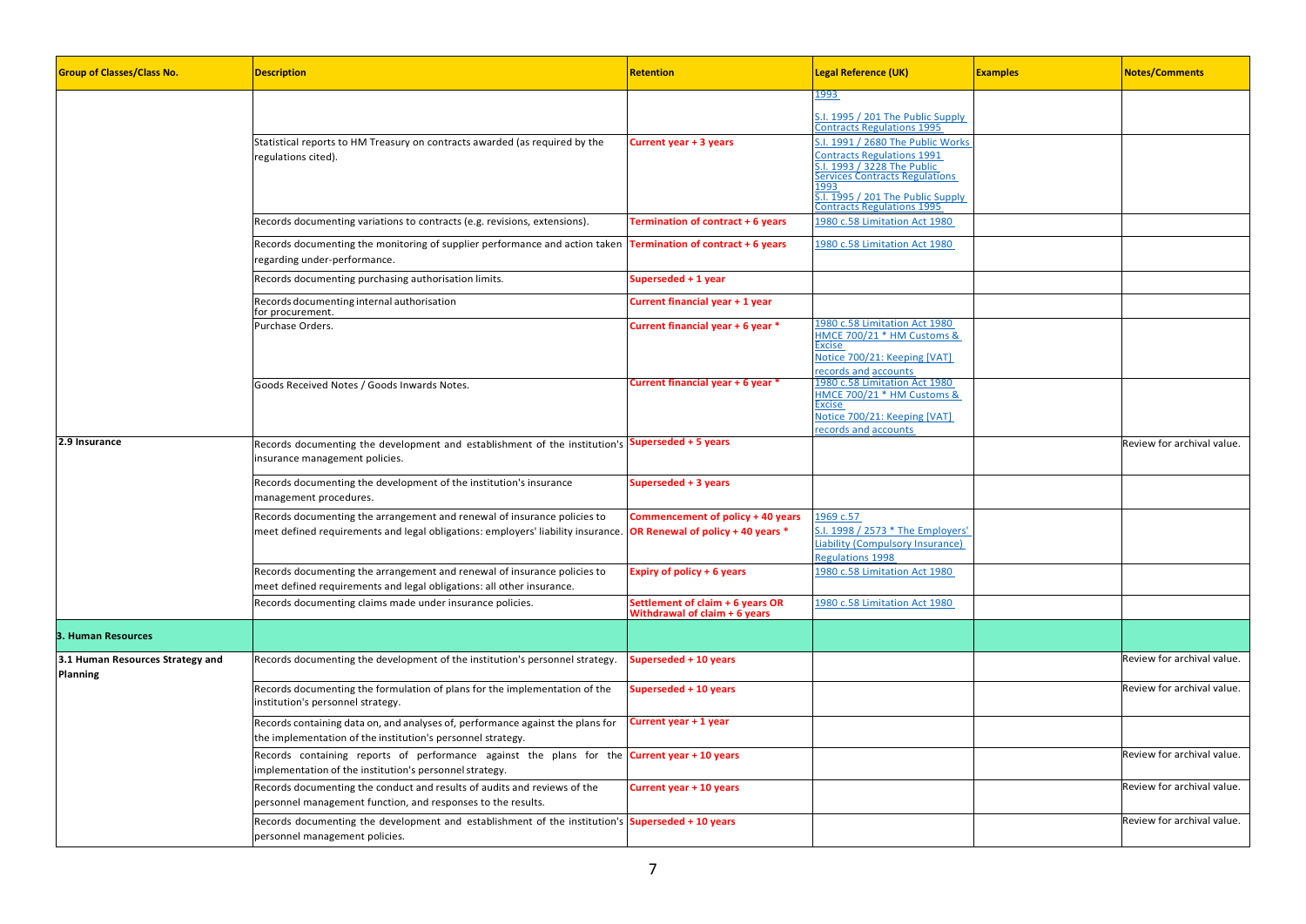| Group of Classes/Class No. | Description | Retention | Legal Reference (UK) | Examples | Notes/Comments |
|---|---|---|---|---|---|
| | | | 1993<br><br>S.I. 1995 / 201 The Public Supply Contracts Regulations 1995 | | |
| | Statistical reports to HM Treasury on contracts awarded (as required by the regulations cited). | **Current year + 3 years** | S.I. 1991 / 2680 The Public Works Contracts Regulations 1991<br>S.I. 1993 / 3228 The Public Services Contracts Regulations 1993<br>S.I. 1995 / 201 The Public Supply Contracts Regulations 1995 | | |
| | Records documenting variations to contracts (e.g. revisions, extensions). | **Termination of contract + 6 years** | 1980 c.58 Limitation Act 1980 | | |
| | Records documenting the monitoring of supplier performance and action taken regarding under-performance. | **Termination of contract + 6 years** | 1980 c.58 Limitation Act 1980 | | |
| | Records documenting purchasing authorisation limits. | **Superseded + 1 year** | | | |
| | Records documenting internal authorisation for procurement. | **Current financial year + 1 year** | | | |
| | Purchase Orders. | **Current financial year + 6 year *** | 1980 c.58 Limitation Act 1980<br>HMCE 700/21 * HM Customs & Excise<br>Notice 700/21: Keeping [VAT] records and accounts | | |
| | Goods Received Notes / Goods Inwards Notes. | **Current financial year + 6 year *** | 1980 c.58 Limitation Act 1980<br>HMCE 700/21 * HM Customs & Excise<br>Notice 700/21: Keeping [VAT] records and accounts | | |
| **2.9 Insurance** | Records documenting the development and establishment of the institution's insurance management policies. | **Superseded + 5 years** | | | Review for archival value. |
| | Records documenting the development of the institution's insurance management procedures. | **Superseded + 3 years** | | | |
| | Records documenting the arrangement and renewal of insurance policies to meet defined requirements and legal obligations: employers' liability insurance. | **Commencement of policy + 40 years OR Renewal of policy + 40 years *** | 1969 c.57<br>S.I. 1998 / 2573 * The Employers' Liability (Compulsory Insurance) Regulations 1998 | | |
| | Records documenting the arrangement and renewal of insurance policies to meet defined requirements and legal obligations: all other insurance. | **Expiry of policy + 6 years** | 1980 c.58 Limitation Act 1980 | | |
| | Records documenting claims made under insurance policies. | **Settlement of claim + 6 years OR Withdrawal of claim + 6 years** | 1980 c.58 Limitation Act 1980 | | |
| **3. Human Resources** | | | | | |
| **3.1 Human Resources Strategy and Planning** | Records documenting the development of the institution's personnel strategy. | **Superseded + 10 years** | | | Review for archival value. |
| | Records documenting the formulation of plans for the implementation of the institution's personnel strategy. | **Superseded + 10 years** | | | Review for archival value. |
| | Records containing data on, and analyses of, performance against the plans for the implementation of the institution's personnel strategy. | **Current year + 1 year** | | | |
| | Records containing reports of performance against the plans for the implementation of the institution's personnel strategy. | **Current year + 10 years** | | | Review for archival value. |
| | Records documenting the conduct and results of audits and reviews of the personnel management function, and responses to the results. | **Current year + 10 years** | | | Review for archival value. |
| | Records documenting the development and establishment of the institution's personnel management policies. | **Superseded + 10 years** | | | Review for archival value. |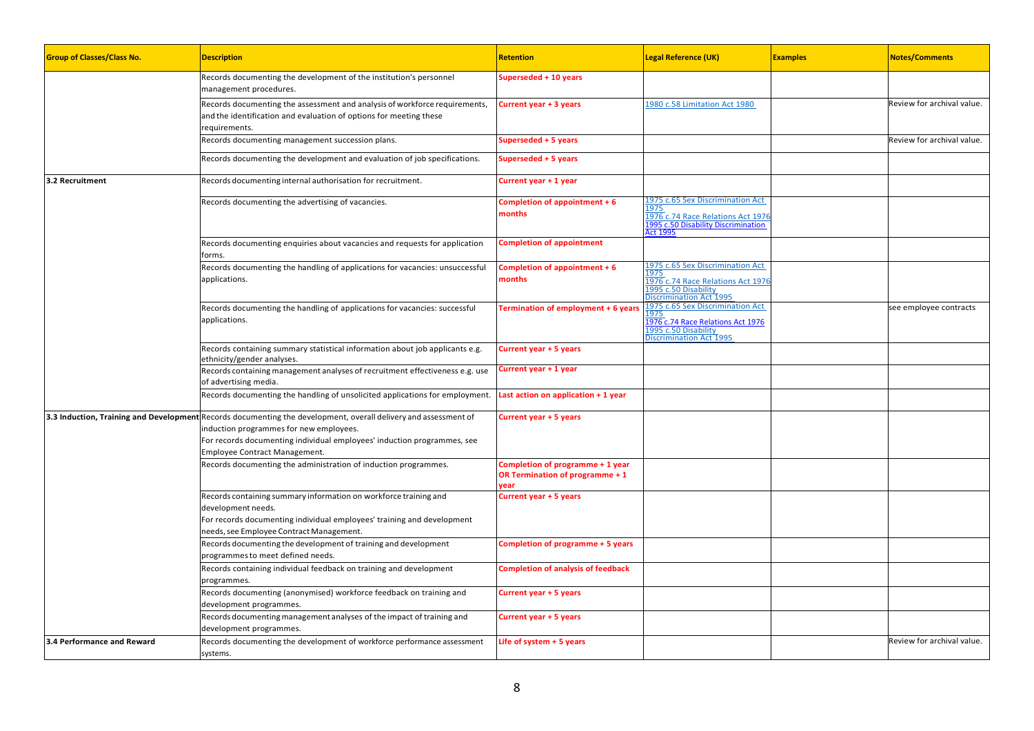| Group of Classes/Class No. | Description | Retention | Legal Reference (UK) | Examples | Notes/Comments |
|---|---|---|---|---|---|
| | Records documenting the development of the institution's personnel management procedures. | Superseded + 10 years | | | |
| | Records documenting the assessment and analysis of workforce requirements, and the identification and evaluation of options for meeting these requirements. | Current year + 3 years | 1980 c.58 Limitation Act 1980 | | Review for archival value. |
| | Records documenting management succession plans. | Superseded + 5 years | | | Review for archival value. |
| | Records documenting the development and evaluation of job specifications. | Superseded + 5 years | | | |
| 3.2 Recruitment | Records documenting internal authorisation for recruitment. | Current year + 1 year | | | |
| | Records documenting the advertising of vacancies. | Completion of appointment + 6 months | 1975 c.65 Sex Discrimination Act 1975<br>1976 c.74 Race Relations Act 1976<br>1995 c.50 Disability Discrimination Act 1995 | | |
| | Records documenting enquiries about vacancies and requests for application forms. | Completion of appointment | | | |
| | Records documenting the handling of applications for vacancies: unsuccessful applications. | Completion of appointment + 6 months | 1975 c.65 Sex Discrimination Act 1975<br>1976 c.74 Race Relations Act 1976<br>1995 c.50 Disability Discrimination Act 1995 | | |
| | Records documenting the handling of applications for vacancies: successful applications. | Termination of employment + 6 years | 1975 c.65 Sex Discrimination Act 1975<br>1976 c.74 Race Relations Act 1976<br>1995 c.50 Disability Discrimination Act 1995 | | see employee contracts |
| | Records containing summary statistical information about job applicants e.g. ethnicity/gender analyses. | Current year + 5 years | | | |
| | Records containing management analyses of recruitment effectiveness e.g. use of advertising media. | Current year + 1 year | | | |
| | Records documenting the handling of unsolicited applications for employment. | Last action on application + 1 year | | | |
| 3.3 Induction, Training and Development | Records documenting the development, overall delivery and assessment of induction programmes for new employees.<br>For records documenting individual employees' induction programmes, see Employee Contract Management. | Current year + 5 years | | | |
| | Records documenting the administration of induction programmes. | Completion of programme + 1 year OR Termination of programme + 1 year | | | |
| | Records containing summary information on workforce training and development needs.<br>For records documenting individual employees' training and development needs, see Employee Contract Management. | Current year + 5 years | | | |
| | Records documenting the development of training and development programmes to meet defined needs. | Completion of programme + 5 years | | | |
| | Records containing individual feedback on training and development programmes. | Completion of analysis of feedback | | | |
| | Records documenting (anonymised) workforce feedback on training and development programmes. | Current year + 5 years | | | |
| | Records documenting management analyses of the impact of training and development programmes. | Current year + 5 years | | | |
| 3.4 Performance and Reward | Records documenting the development of workforce performance assessment systems. | Life of system + 5 years | | | Review for archival value. |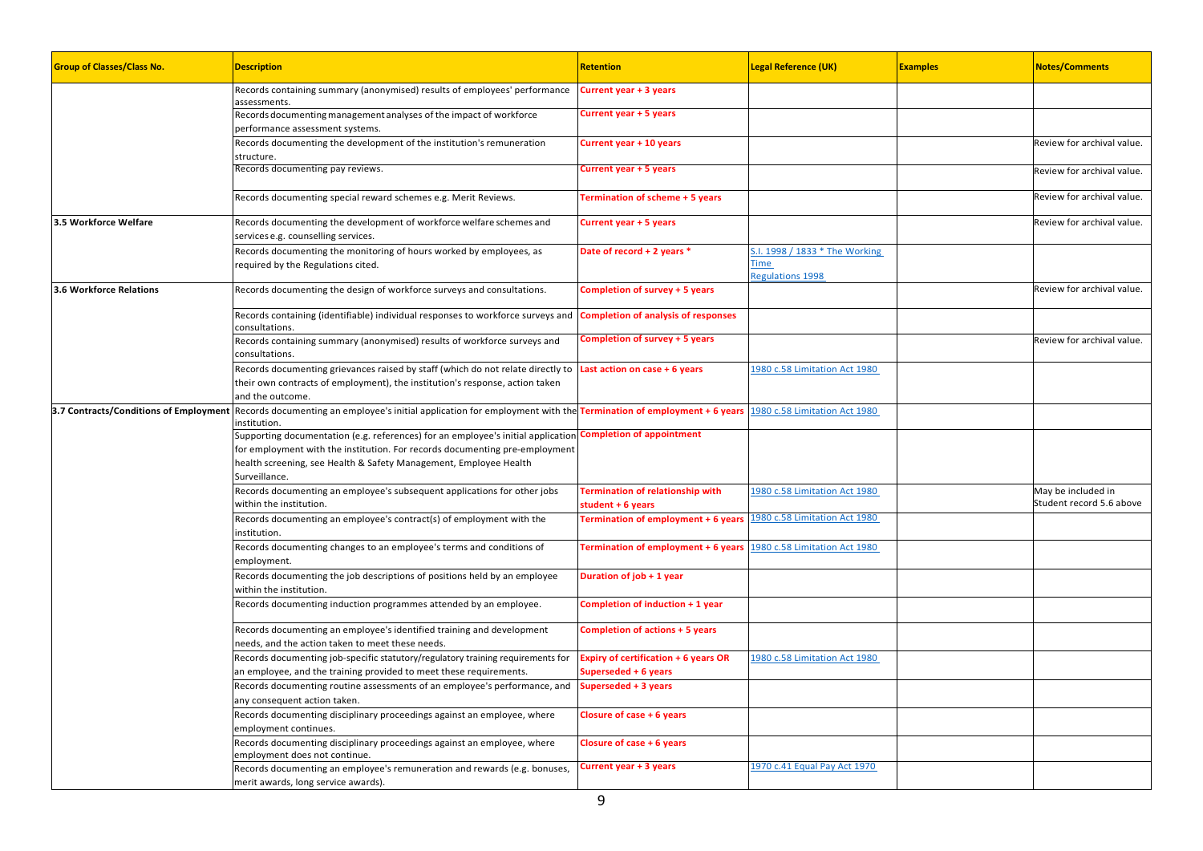| Group of Classes/Class No. | Description | Retention | Legal Reference (UK) | Examples | Notes/Comments |
|---|---|---|---|---|---|
| | Records containing summary (anonymised) results of employees' performance assessments. | Current year + 3 years | | | |
| | Records documenting management analyses of the impact of workforce performance assessment systems. | Current year + 5 years | | | |
| | Records documenting the development of the institution's remuneration structure. | Current year + 10 years | | | Review for archival value. |
| | Records documenting pay reviews. | Current year + 5 years | | | Review for archival value. |
| | Records documenting special reward schemes e.g. Merit Reviews. | Termination of scheme + 5 years | | | Review for archival value. |
| **3.5 Workforce Welfare** | Records documenting the development of workforce welfare schemes and services e.g. counselling services. | Current year + 5 years | | | Review for archival value. |
| | Records documenting the monitoring of hours worked by employees, as required by the Regulations cited. | Date of record + 2 years * | S.I. 1998 / 1833 * The Working Time Regulations 1998 | | |
| **3.6 Workforce Relations** | Records documenting the design of workforce surveys and consultations. | Completion of survey + 5 years | | | Review for archival value. |
| | Records containing (identifiable) individual responses to workforce surveys and consultations. | Completion of analysis of responses | | | |
| | Records containing summary (anonymised) results of workforce surveys and consultations. | Completion of survey + 5 years | | | Review for archival value. |
| | Records documenting grievances raised by staff (which do not relate directly to their own contracts of employment), the institution's response, action taken and the outcome. | Last action on case + 6 years | 1980 c.58 Limitation Act 1980 | | |
| **3.7 Contracts/Conditions of Employment** | Records documenting an employee's initial application for employment with the institution. | Termination of employment + 6 years | 1980 c.58 Limitation Act 1980 | | |
| | Supporting documentation (e.g. references) for an employee's initial application for employment with the institution. For records documenting pre-employment health screening, see Health & Safety Management, Employee Health Surveillance. | Completion of appointment | | | |
| | Records documenting an employee's subsequent applications for other jobs within the institution. | Termination of relationship with student + 6 years | 1980 c.58 Limitation Act 1980 | | May be included in Student record 5.6 above |
| | Records documenting an employee's contract(s) of employment with the institution. | Termination of employment + 6 years | 1980 c.58 Limitation Act 1980 | | |
| | Records documenting changes to an employee's terms and conditions of employment. | Termination of employment + 6 years | 1980 c.58 Limitation Act 1980 | | |
| | Records documenting the job descriptions of positions held by an employee within the institution. | Duration of job + 1 year | | | |
| | Records documenting induction programmes attended by an employee. | Completion of induction + 1 year | | | |
| | Records documenting an employee's identified training and development needs, and the action taken to meet these needs. | Completion of actions + 5 years | | | |
| | Records documenting job-specific statutory/regulatory training requirements for an employee, and the training provided to meet these requirements. | Expiry of certification + 6 years OR Superseded + 6 years | 1980 c.58 Limitation Act 1980 | | |
| | Records documenting routine assessments of an employee's performance, and any consequent action taken. | Superseded + 3 years | | | |
| | Records documenting disciplinary proceedings against an employee, where employment continues. | Closure of case + 6 years | | | |
| | Records documenting disciplinary proceedings against an employee, where employment does not continue. | Closure of case + 6 years | | | |
| | Records documenting an employee's remuneration and rewards (e.g. bonuses, merit awards, long service awards). | Current year + 3 years | 1970 c.41 Equal Pay Act 1970 | | |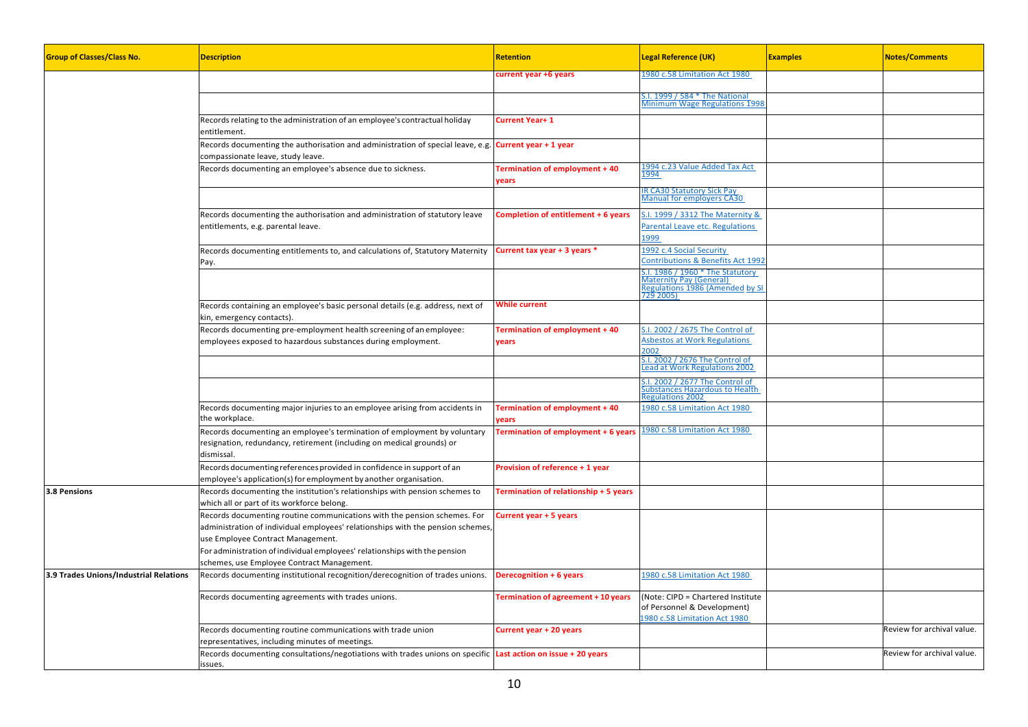| Group of Classes/Class No. | Description | Retention | Legal Reference (UK) | Examples | Notes/Comments |
|---|---|---|---|---|---|
| | | current year +6 years | 1980 c.58 Limitation Act 1980 | | |
| | | | S.I. 1999 / 584 * The National Minimum Wage Regulations 1998 | | |
| | Records relating to the administration of an employee's contractual holiday entitlement. | Current Year+ 1 | | | |
| | Records documenting the authorisation and administration of special leave, e.g. compassionate leave, study leave. | Current year + 1 year | | | |
| | Records documenting an employee's absence due to sickness. | Termination of employment + 40 years | 1994 c.23 Value Added Tax Act 1994 | | |
| | | | IR CA30 Statutory Sick Pay Manual for employers CA30 | | |
| | Records documenting the authorisation and administration of statutory leave entitlements, e.g. parental leave. | Completion of entitlement + 6 years | S.I. 1999 / 3312 The Maternity & Parental Leave etc. Regulations 1999 | | |
| | Records documenting entitlements to, and calculations of, Statutory Maternity Pay. | Current tax year + 3 years * | 1992 c.4 Social Security Contributions & Benefits Act 1992 | | |
| | | | S.I. 1986 / 1960 * The Statutory Maternity Pay (General) Regulations 1986 (Amended by SI 729 2005) | | |
| | Records containing an employee's basic personal details (e.g. address, next of kin, emergency contacts). | While current | | | |
| | Records documenting pre-employment health screening of an employee: employees exposed to hazardous substances during employment. | Termination of employment + 40 years | S.I. 2002 / 2675 The Control of Asbestos at Work Regulations 2002 | | |
| | | | S.I. 2002 / 2676 The Control of Lead at Work Regulations 2002 | | |
| | | | S.I. 2002 / 2677 The Control of Substances Hazardous to Health Regulations 2002 | | |
| | Records documenting major injuries to an employee arising from accidents in the workplace. | Termination of employment + 40 years | 1980 c.58 Limitation Act 1980 | | |
| | Records documenting an employee's termination of employment by voluntary resignation, redundancy, retirement (including on medical grounds) or dismissal. | Termination of employment + 6 years | 1980 c.58 Limitation Act 1980 | | |
| | Records documenting references provided in confidence in support of an employee's application(s) for employment by another organisation. | Provision of reference + 1 year | | | |
| 3.8 Pensions | Records documenting the institution's relationships with pension schemes to which all or part of its workforce belong. | Termination of relationship + 5 years | | | |
| | Records documenting routine communications with the pension schemes. For administration of individual employees' relationships with the pension schemes, use Employee Contract Management. For administration of individual employees' relationships with the pension schemes, use Employee Contract Management. | Current year + 5 years | | | |
| 3.9 Trades Unions/Industrial Relations | Records documenting institutional recognition/derecognition of trades unions. | Derecognition + 6 years | 1980 c.58 Limitation Act 1980 | | |
| | Records documenting agreements with trades unions. | Termination of agreement + 10 years | (Note: CIPD = Chartered Institute of Personnel & Development) 1980 c.58 Limitation Act 1980 | | |
| | Records documenting routine communications with trade union representatives, including minutes of meetings. | Current year + 20 years | | | Review for archival value. |
| | Records documenting consultations/negotiations with trades unions on specific issues. | Last action on issue + 20 years | | | Review for archival value. |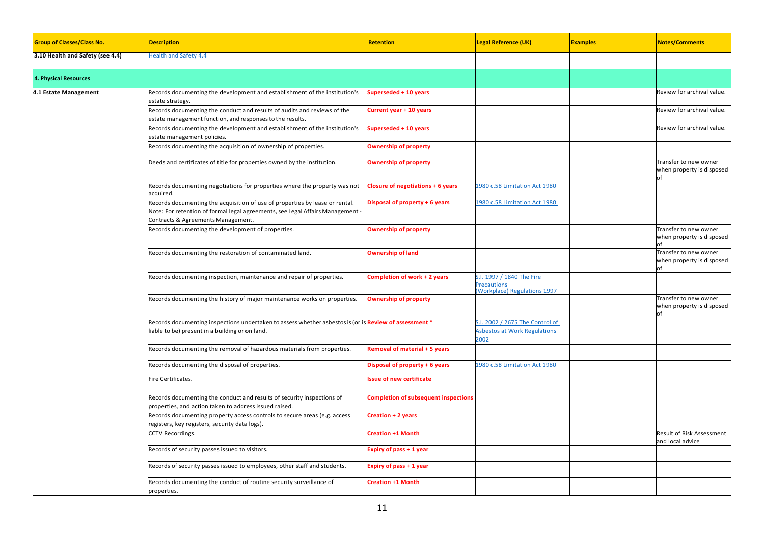| Group of Classes/Class No. | Description | Retention | Legal Reference (UK) | Examples | Notes/Comments |
|---|---|---|---|---|---|
| **3.10 Health and Safety (see 4.4)** | Health and Safety 4.4 | | | | |
| **4. Physical Resources** | | | | | |
| **4.1 Estate Management** | Records documenting the development and establishment of the institution's estate strategy. | **Superseded + 10 years** | | | Review for archival value. |
| | Records documenting the conduct and results of audits and reviews of the estate management function, and responses to the results. | **Current year + 10 years** | | | Review for archival value. |
| | Records documenting the development and establishment of the institution's estate management policies. | **Superseded + 10 years** | | | Review for archival value. |
| | Records documenting the acquisition of ownership of properties. | **Ownership of property** | | | |
| | Deeds and certificates of title for properties owned by the institution. | **Ownership of property** | | | Transfer to new owner when property is disposed of |
| | Records documenting negotiations for properties where the property was not acquired. | **Closure of negotiations + 6 years** | 1980 c.58 Limitation Act 1980 | | |
| | Records documenting the acquisition of use of properties by lease or rental. Note: For retention of formal legal agreements, see Legal Affairs Management - Contracts & Agreements Management. | **Disposal of property + 6 years** | 1980 c.58 Limitation Act 1980 | | |
| | Records documenting the development of properties. | **Ownership of property** | | | Transfer to new owner when property is disposed of |
| | Records documenting the restoration of contaminated land. | **Ownership of land** | | | Transfer to new owner when property is disposed of |
| | Records documenting inspection, maintenance and repair of properties. | **Completion of work + 2 years** | S.I. 1997 / 1840 The Fire Precautions (Workplace) Regulations 1997 | | |
| | Records documenting the history of major maintenance works on properties. | **Ownership of property** | | | Transfer to new owner when property is disposed of |
| | Records documenting inspections undertaken to assess whether asbestos is (or is liable to be) present in a building or on land. | **Review of assessment *** | S.I. 2002 / 2675 The Control of Asbestos at Work Regulations 2002 | | |
| | Records documenting the removal of hazardous materials from properties. | **Removal of material + 5 years** | | | |
| | Records documenting the disposal of properties. | **Disposal of property + 6 years** | 1980 c.58 Limitation Act 1980 | | |
| | Fire Certificates. | **Issue of new certificate** | | | |
| | Records documenting the conduct and results of security inspections of properties, and action taken to address issued raised. | **Completion of subsequent inspections** | | | |
| | Records documenting property access controls to secure areas (e.g. access registers, key registers, security data logs). | **Creation + 2 years** | | | |
| | CCTV Recordings. | **Creation +1 Month** | | | Result of Risk Assessment and local advice |
| | Records of security passes issued to visitors. | **Expiry of pass + 1 year** | | | |
| | Records of security passes issued to employees, other staff and students. | **Expiry of pass + 1 year** | | | |
| | Records documenting the conduct of routine security surveillance of properties. | **Creation +1 Month** | | | |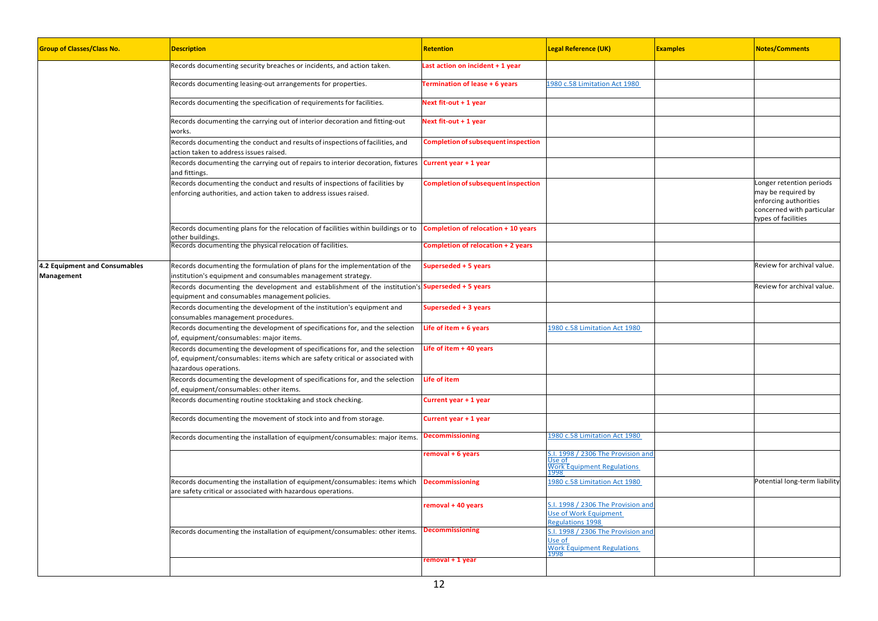| Group of Classes/Class No. | Description | Retention | Legal Reference (UK) | Examples | Notes/Comments |
|---|---|---|---|---|---|
| | Records documenting security breaches or incidents, and action taken. | Last action on incident + 1 year | | | |
| | Records documenting leasing-out arrangements for properties. | Termination of lease + 6 years | 1980 c.58 Limitation Act 1980 | | |
| | Records documenting the specification of requirements for facilities. | Next fit-out + 1 year | | | |
| | Records documenting the carrying out of interior decoration and fitting-out works. | Next fit-out + 1 year | | | |
| | Records documenting the conduct and results of inspections of facilities, and action taken to address issues raised. | Completion of subsequent inspection | | | |
| | Records documenting the carrying out of repairs to interior decoration, fixtures and fittings. | Current year + 1 year | | | |
| | Records documenting the conduct and results of inspections of facilities by enforcing authorities, and action taken to address issues raised. | Completion of subsequent inspection | | | Longer retention periods may be required by enforcing authorities concerned with particular types of facilities |
| | Records documenting plans for the relocation of facilities within buildings or to other buildings. | Completion of relocation + 10 years | | | |
| | Records documenting the physical relocation of facilities. | Completion of relocation + 2 years | | | |
| **4.2 Equipment and Consumables Management** | Records documenting the formulation of plans for the implementation of the institution's equipment and consumables management strategy. | Superseded + 5 years | | | Review for archival value. |
| | Records documenting the development and establishment of the institution's equipment and consumables management policies. | Superseded + 5 years | | | Review for archival value. |
| | Records documenting the development of the institution's equipment and consumables management procedures. | Superseded + 3 years | | | |
| | Records documenting the development of specifications for, and the selection of, equipment/consumables: major items. | Life of item + 6 years | 1980 c.58 Limitation Act 1980 | | |
| | Records documenting the development of specifications for, and the selection of, equipment/consumables: items which are safety critical or associated with hazardous operations. | Life of item + 40 years | | | |
| | Records documenting the development of specifications for, and the selection of, equipment/consumables: other items. | Life of item | | | |
| | Records documenting routine stocktaking and stock checking. | Current year + 1 year | | | |
| | Records documenting the movement of stock into and from storage. | Current year + 1 year | | | |
| | Records documenting the installation of equipment/consumables: major items. | Decommissioning | 1980 c.58 Limitation Act 1980 | | |
| | | removal + 6 years | S.I. 1998 / 2306 The Provision and Use of Work Equipment Regulations 1998 | | |
| | Records documenting the installation of equipment/consumables: items which are safety critical or associated with hazardous operations. | Decommissioning | 1980 c.58 Limitation Act 1980 | | Potential long-term liability |
| | | removal + 40 years | S.I. 1998 / 2306 The Provision and Use of Work Equipment Regulations 1998 | | |
| | Records documenting the installation of equipment/consumables: other items. | Decommissioning | S.I. 1998 / 2306 The Provision and Use of Work Equipment Regulations 1998 | | |
| | | removal + 1 year | | | |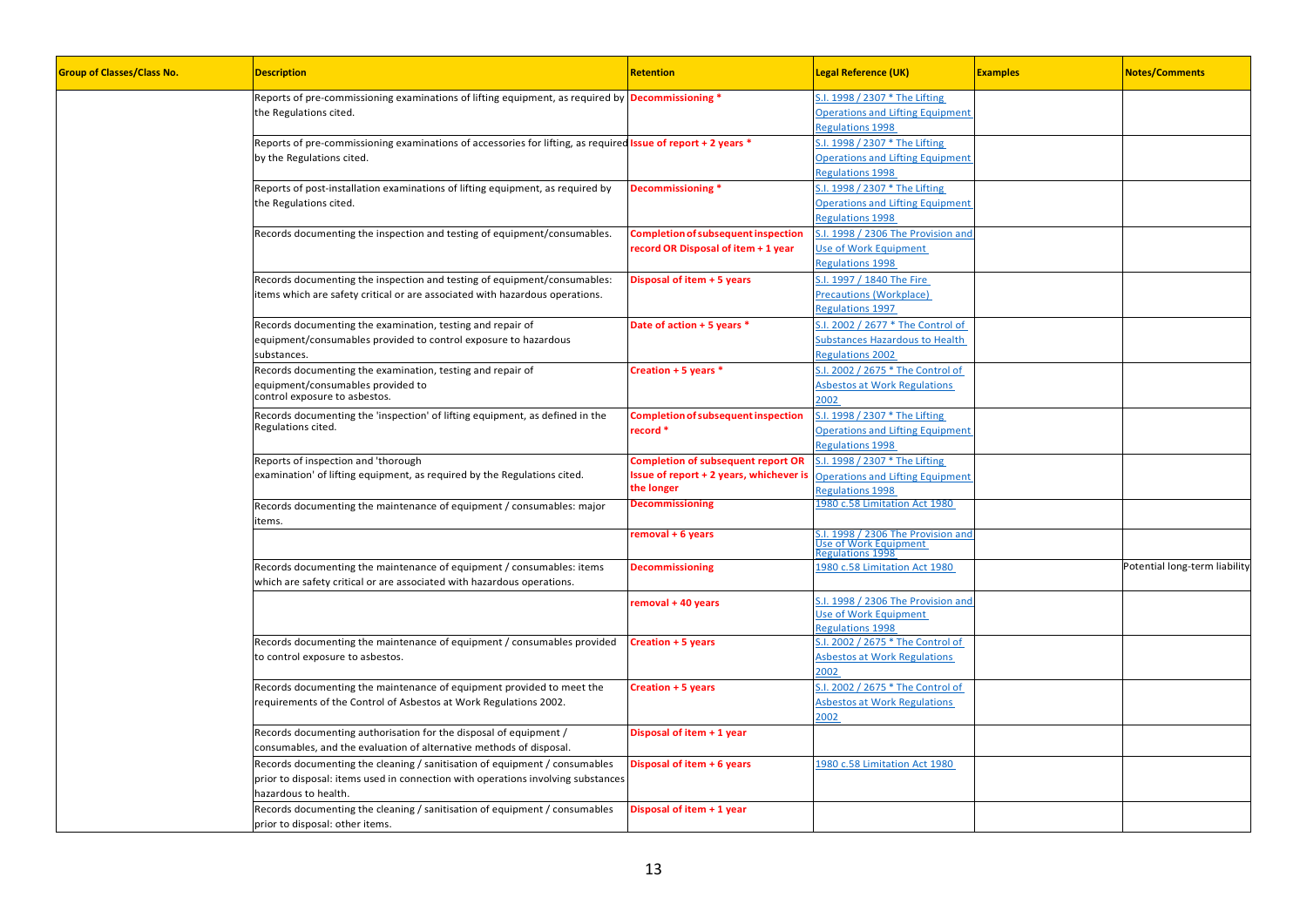| Group of Classes/Class No. | Description | Retention | Legal Reference (UK) | Examples | Notes/Comments |
|---|---|---|---|---|---|
| | Reports of pre-commissioning examinations of lifting equipment, as required by the Regulations cited. | **Decommissioning \*** | S.I. 1998 / 2307 * The Lifting Operations and Lifting Equipment Regulations 1998 | | |
| | Reports of pre-commissioning examinations of accessories for lifting, as required by the Regulations cited. | **Issue of report + 2 years \*** | S.I. 1998 / 2307 * The Lifting Operations and Lifting Equipment Regulations 1998 | | |
| | Reports of post-installation examinations of lifting equipment, as required by the Regulations cited. | **Decommissioning \*** | S.I. 1998 / 2307 * The Lifting Operations and Lifting Equipment Regulations 1998 | | |
| | Records documenting the inspection and testing of equipment/consumables. | **Completion of subsequent inspection record OR Disposal of item + 1 year** | S.I. 1998 / 2306 The Provision and Use of Work Equipment Regulations 1998 | | |
| | Records documenting the inspection and testing of equipment/consumables: items which are safety critical or are associated with hazardous operations. | **Disposal of item + 5 years** | S.I. 1997 / 1840 The Fire Precautions (Workplace) Regulations 1997 | | |
| | Records documenting the examination, testing and repair of equipment/consumables provided to control exposure to hazardous substances. | **Date of action + 5 years \*** | S.I. 2002 / 2677 * The Control of Substances Hazardous to Health Regulations 2002 | | |
| | Records documenting the examination, testing and repair of equipment/consumables provided to control exposure to asbestos. | **Creation + 5 years \*** | S.I. 2002 / 2675 * The Control of Asbestos at Work Regulations 2002 | | |
| | Records documenting the 'inspection' of lifting equipment, as defined in the Regulations cited. | **Completion of subsequent inspection record \*** | S.I. 1998 / 2307 * The Lifting Operations and Lifting Equipment Regulations 1998 | | |
| | Reports of inspection and 'thorough examination' of lifting equipment, as required by the Regulations cited. | **Completion of subsequent report OR Issue of report + 2 years, whichever is the longer** | S.I. 1998 / 2307 * The Lifting Operations and Lifting Equipment Regulations 1998 | | |
| | Records documenting the maintenance of equipment / consumables: major items. | **Decommissioning** | 1980 c.58 Limitation Act 1980 | | |
| | | **removal + 6 years** | S.I. 1998 / 2306 The Provision and Use of Work Equipment Regulations 1998 | | |
| | Records documenting the maintenance of equipment / consumables: items which are safety critical or are associated with hazardous operations. | **Decommissioning** | 1980 c.58 Limitation Act 1980 | | Potential long-term liability |
| | | **removal + 40 years** | S.I. 1998 / 2306 The Provision and Use of Work Equipment Regulations 1998 | | |
| | Records documenting the maintenance of equipment / consumables provided to control exposure to asbestos. | **Creation + 5 years** | S.I. 2002 / 2675 * The Control of Asbestos at Work Regulations 2002 | | |
| | Records documenting the maintenance of equipment provided to meet the requirements of the Control of Asbestos at Work Regulations 2002. | **Creation + 5 years** | S.I. 2002 / 2675 * The Control of Asbestos at Work Regulations 2002 | | |
| | Records documenting authorisation for the disposal of equipment / consumables, and the evaluation of alternative methods of disposal. | **Disposal of item + 1 year** | | | |
| | Records documenting the cleaning / sanitisation of equipment / consumables prior to disposal: items used in connection with operations involving substances hazardous to health. | **Disposal of item + 6 years** | 1980 c.58 Limitation Act 1980 | | |
| | Records documenting the cleaning / sanitisation of equipment / consumables prior to disposal: other items. | **Disposal of item + 1 year** | | | |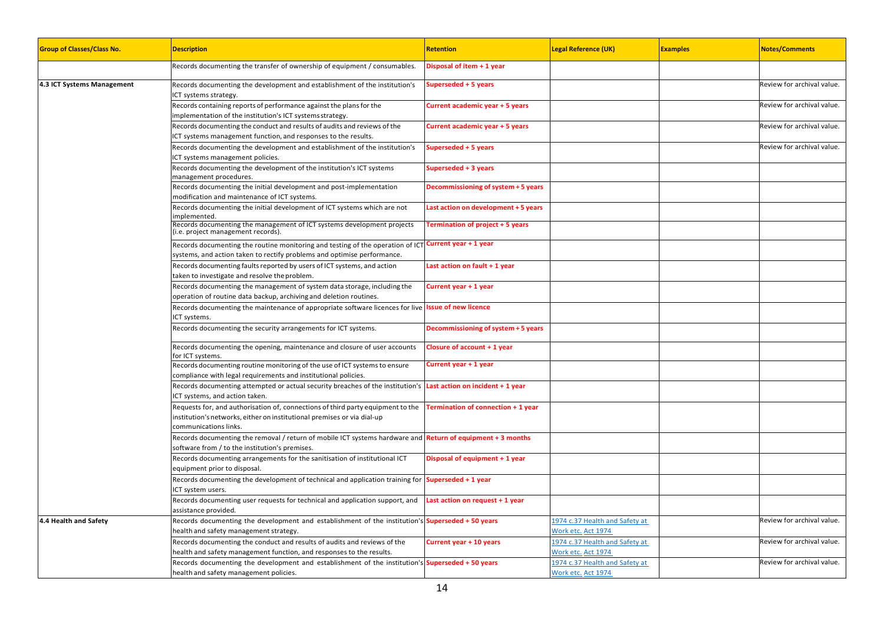| Group of Classes/Class No. | Description | Retention | Legal Reference (UK) | Examples | Notes/Comments |
|---|---|---|---|---|---|
| | Records documenting the transfer of ownership of equipment / consumables. | Disposal of item + 1 year | | | |
| 4.3 ICT Systems Management | Records documenting the development and establishment of the institution's ICT systems strategy. | Superseded + 5 years | | | Review for archival value. |
| | Records containing reports of performance against the plans for the implementation of the institution's ICT systems strategy. | Current academic year + 5 years | | | Review for archival value. |
| | Records documenting the conduct and results of audits and reviews of the ICT systems management function, and responses to the results. | Current academic year + 5 years | | | Review for archival value. |
| | Records documenting the development and establishment of the institution's ICT systems management policies. | Superseded + 5 years | | | Review for archival value. |
| | Records documenting the development of the institution's ICT systems management procedures. | Superseded + 3 years | | | |
| | Records documenting the initial development and post-implementation modification and maintenance of ICT systems. | Decommissioning of system + 5 years | | | |
| | Records documenting the initial development of ICT systems which are not implemented. | Last action on development + 5 years | | | |
| | Records documenting the management of ICT systems development projects (i.e. project management records). | Termination of project + 5 years | | | |
| | Records documenting the routine monitoring and testing of the operation of ICT systems, and action taken to rectify problems and optimise performance. | Current year + 1 year | | | |
| | Records documenting faults reported by users of ICT systems, and action taken to investigate and resolve the problem. | Last action on fault + 1 year | | | |
| | Records documenting the management of system data storage, including the operation of routine data backup, archiving and deletion routines. | Current year + 1 year | | | |
| | Records documenting the maintenance of appropriate software licences for live ICT systems. | Issue of new licence | | | |
| | Records documenting the security arrangements for ICT systems. | Decommissioning of system + 5 years | | | |
| | Records documenting the opening, maintenance and closure of user accounts for ICT systems. | Closure of account + 1 year | | | |
| | Records documenting routine monitoring of the use of ICT systems to ensure compliance with legal requirements and institutional policies. | Current year + 1 year | | | |
| | Records documenting attempted or actual security breaches of the institution's ICT systems, and action taken. | Last action on incident + 1 year | | | |
| | Requests for, and authorisation of, connections of third party equipment to the institution's networks, either on institutional premises or via dial-up communications links. | Termination of connection + 1 year | | | |
| | Records documenting the removal / return of mobile ICT systems hardware and software from / to the institution's premises. | Return of equipment + 3 months | | | |
| | Records documenting arrangements for the sanitisation of institutional ICT equipment prior to disposal. | Disposal of equipment + 1 year | | | |
| | Records documenting the development of technical and application training for ICT system users. | Superseded + 1 year | | | |
| | Records documenting user requests for technical and application support, and assistance provided. | Last action on request + 1 year | | | |
| 4.4 Health and Safety | Records documenting the development and establishment of the institution's health and safety management strategy. | Superseded + 50 years | 1974 c.37 Health and Safety at Work etc. Act 1974 | | Review for archival value. |
| | Records documenting the conduct and results of audits and reviews of the health and safety management function, and responses to the results. | Current year + 10 years | 1974 c.37 Health and Safety at Work etc. Act 1974 | | Review for archival value. |
| | Records documenting the development and establishment of the institution's health and safety management policies. | Superseded + 50 years | 1974 c.37 Health and Safety at Work etc. Act 1974 | | Review for archival value. |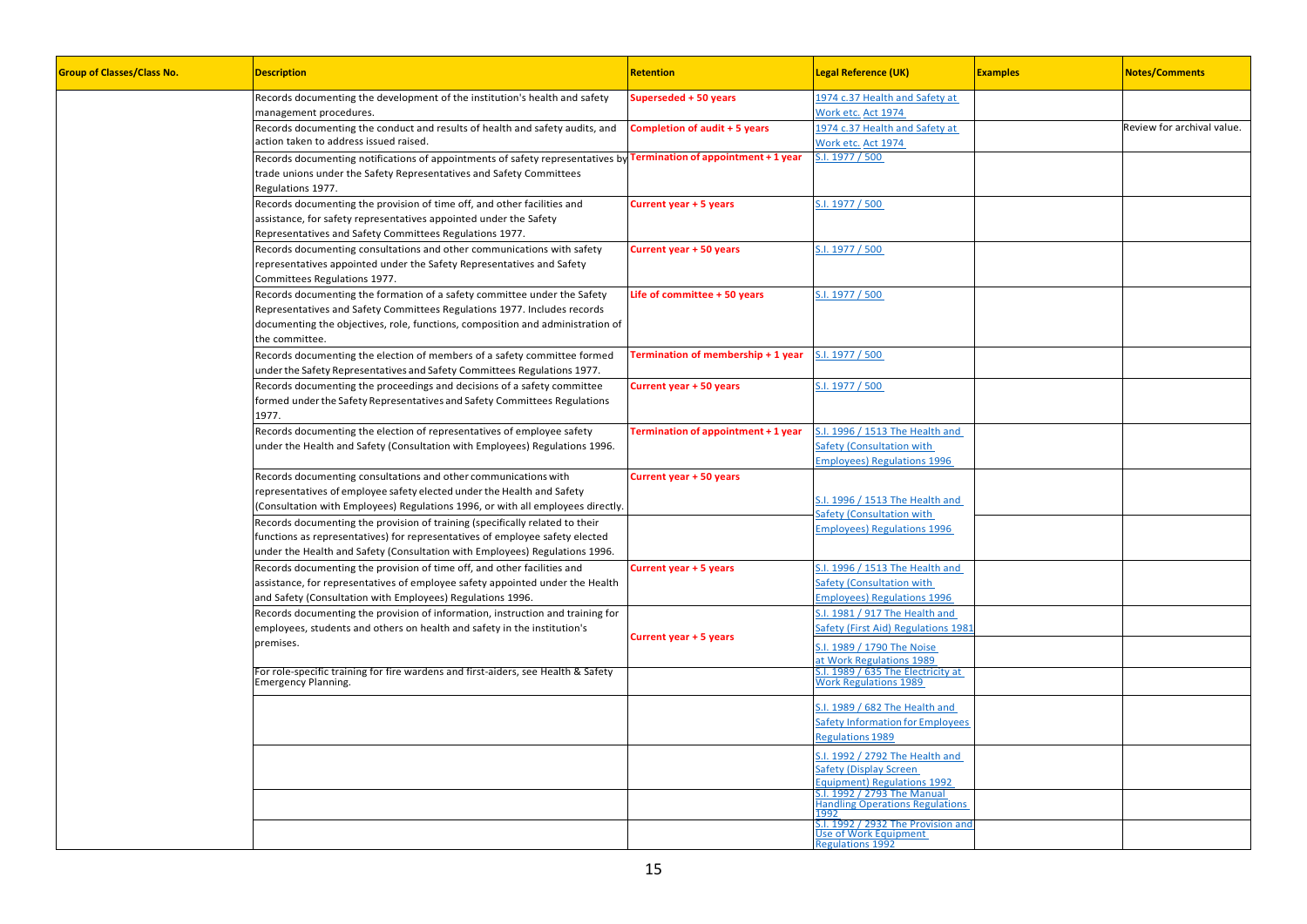| Group of Classes/Class No. | Description | Retention | Legal Reference (UK) | Examples | Notes/Comments |
|---|---|---|---|---|---|
| | Records documenting the development of the institution's health and safety management procedures. | Superseded + 50 years | 1974 c.37 Health and Safety at Work etc. Act 1974 | | |
| | Records documenting the conduct and results of health and safety audits, and action taken to address issued raised. | Completion of audit + 5 years | 1974 c.37 Health and Safety at Work etc. Act 1974 | | Review for archival value. |
| | Records documenting notifications of appointments of safety representatives by trade unions under the Safety Representatives and Safety Committees Regulations 1977. | Termination of appointment + 1 year | S.I. 1977 / 500 | | |
| | Records documenting the provision of time off, and other facilities and assistance, for safety representatives appointed under the Safety Representatives and Safety Committees Regulations 1977. | Current year + 5 years | S.I. 1977 / 500 | | |
| | Records documenting consultations and other communications with safety representatives appointed under the Safety Representatives and Safety Committees Regulations 1977. | Current year + 50 years | S.I. 1977 / 500 | | |
| | Records documenting the formation of a safety committee under the Safety Representatives and Safety Committees Regulations 1977. Includes records documenting the objectives, role, functions, composition and administration of the committee. | Life of committee + 50 years | S.I. 1977 / 500 | | |
| | Records documenting the election of members of a safety committee formed under the Safety Representatives and Safety Committees Regulations 1977. | Termination of membership + 1 year | S.I. 1977 / 500 | | |
| | Records documenting the proceedings and decisions of a safety committee formed under the Safety Representatives and Safety Committees Regulations 1977. | Current year + 50 years | S.I. 1977 / 500 | | |
| | Records documenting the election of representatives of employee safety under the Health and Safety (Consultation with Employees) Regulations 1996. | Termination of appointment + 1 year | S.I. 1996 / 1513 The Health and Safety (Consultation with Employees) Regulations 1996 | | |
| | Records documenting consultations and other communications with representatives of employee safety elected under the Health and Safety (Consultation with Employees) Regulations 1996, or with all employees directly. | Current year + 50 years | S.I. 1996 / 1513 The Health and Safety (Consultation with Employees) Regulations 1996 | | |
| | Records documenting the provision of training (specifically related to their functions as representatives) for representatives of employee safety elected under the Health and Safety (Consultation with Employees) Regulations 1996. | | | | |
| | Records documenting the provision of time off, and other facilities and assistance, for representatives of employee safety appointed under the Health and Safety (Consultation with Employees) Regulations 1996. | Current year + 5 years | S.I. 1996 / 1513 The Health and Safety (Consultation with Employees) Regulations 1996 | | |
| | Records documenting the provision of information, instruction and training for employees, students and others on health and safety in the institution's premises. | Current year + 5 years | S.I. 1981 / 917 The Health and Safety (First Aid) Regulations 1981 | | |
| | | | S.I. 1989 / 1790 The Noise at Work Regulations 1989 | | |
| | For role-specific training for fire wardens and first-aiders, see Health & Safety Emergency Planning. | | S.I. 1989 / 635 The Electricity at Work Regulations 1989 | | |
| | | | S.I. 1989 / 682 The Health and Safety Information for Employees Regulations 1989 | | |
| | | | S.I. 1992 / 2792 The Health and Safety (Display Screen Equipment) Regulations 1992 | | |
| | | | S.I. 1992 / 2793 The Manual Handling Operations Regulations 1992 | | |
| | | | S.I. 1992 / 2932 The Provision and Use of Work Equipment Regulations 1992 | | |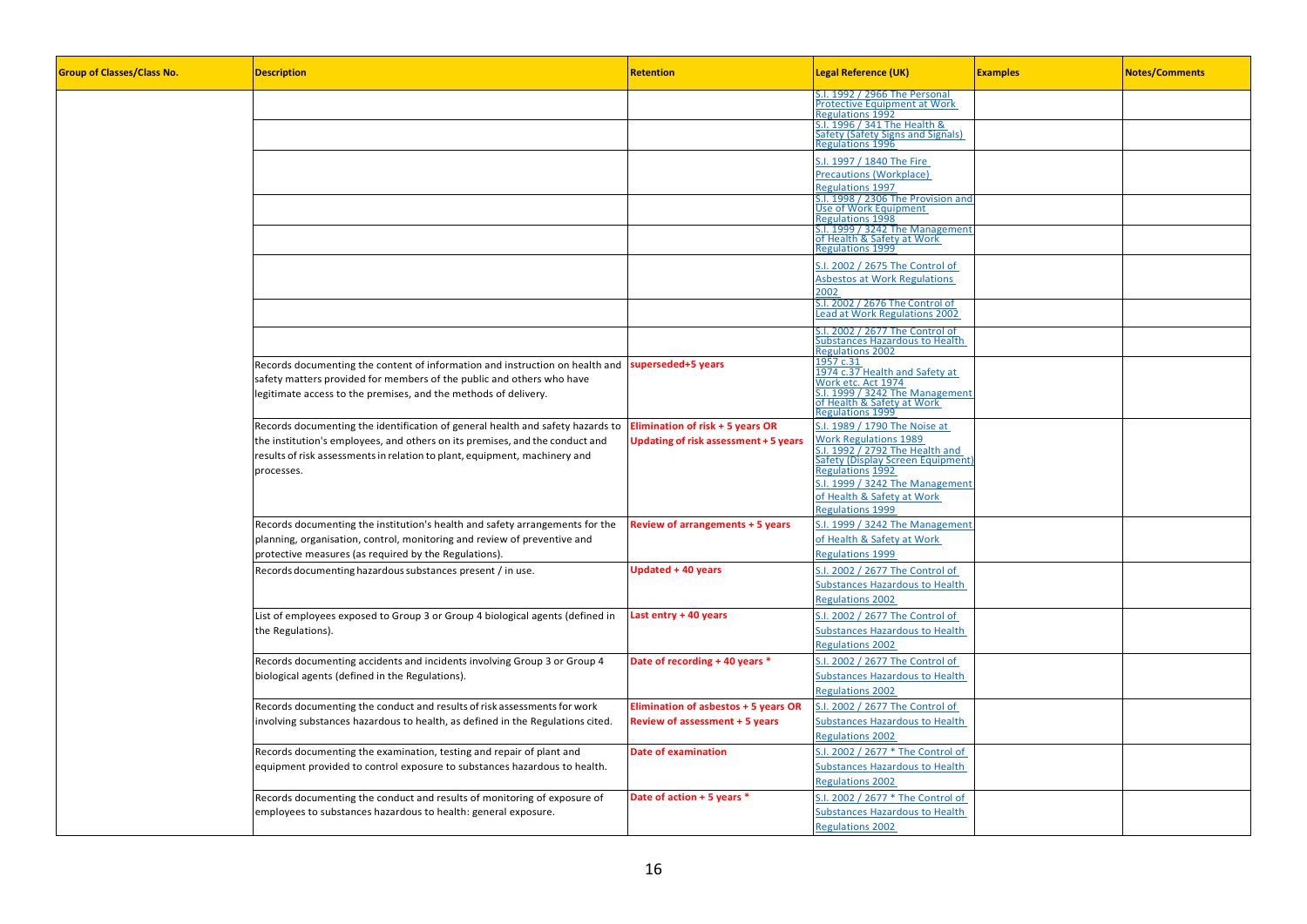| Group of Classes/Class No. | Description | Retention | Legal Reference (UK) | Examples | Notes/Comments |
|---|---|---|---|---|---|
| | | | S.I. 1992 / 2966 The Personal Protective Equipment at Work Regulations 1992 | | |
| | | | S.I. 1996 / 341 The Health & Safety (Safety Signs and Signals) Regulations 1996 | | |
| | | | S.I. 1997 / 1840 The Fire Precautions (Workplace) Regulations 1997 | | |
| | | | S.I. 1998 / 2306 The Provision and Use of Work Equipment Regulations 1998 | | |
| | | | S.I. 1999 / 3242 The Management of Health & Safety at Work Regulations 1999 | | |
| | | | S.I. 2002 / 2675 The Control of Asbestos at Work Regulations 2002 | | |
| | | | S.I. 2002 / 2676 The Control of Lead at Work Regulations 2002 | | |
| | | | S.I. 2002 / 2677 The Control of Substances Hazardous to Health Regulations 2002 | | |
| | Records documenting the content of information and instruction on health and safety matters provided for members of the public and others who have legitimate access to the premises, and the methods of delivery. | superseded+5 years | 1957 c.31<br>1974 c.37 Health and Safety at Work etc. Act 1974<br>S.I. 1999 / 3242 The Management of Health & Safety at Work Regulations 1999 | | |
| | Records documenting the identification of general health and safety hazards to the institution's employees, and others on its premises, and the conduct and results of risk assessments in relation to plant, equipment, machinery and processes. | Elimination of risk + 5 years OR Updating of risk assessment + 5 years | S.I. 1989 / 1790 The Noise at Work Regulations 1989<br>S.I. 1992 / 2792 The Health and Safety (Display Screen Equipment) Regulations 1992<br>S.I. 1999 / 3242 The Management of Health & Safety at Work Regulations 1999 | | |
| | Records documenting the institution's health and safety arrangements for the planning, organisation, control, monitoring and review of preventive and protective measures (as required by the Regulations). | Review of arrangements + 5 years | S.I. 1999 / 3242 The Management of Health & Safety at Work Regulations 1999 | | |
| | Records documenting hazardous substances present / in use. | Updated + 40 years | S.I. 2002 / 2677 The Control of Substances Hazardous to Health Regulations 2002 | | |
| | List of employees exposed to Group 3 or Group 4 biological agents (defined in the Regulations). | Last entry + 40 years | S.I. 2002 / 2677 The Control of Substances Hazardous to Health Regulations 2002 | | |
| | Records documenting accidents and incidents involving Group 3 or Group 4 biological agents (defined in the Regulations). | Date of recording + 40 years * | S.I. 2002 / 2677 The Control of Substances Hazardous to Health Regulations 2002 | | |
| | Records documenting the conduct and results of risk assessments for work involving substances hazardous to health, as defined in the Regulations cited. | Elimination of asbestos + 5 years OR Review of assessment + 5 years | S.I. 2002 / 2677 The Control of Substances Hazardous to Health Regulations 2002 | | |
| | Records documenting the examination, testing and repair of plant and equipment provided to control exposure to substances hazardous to health. | Date of examination | S.I. 2002 / 2677 * The Control of Substances Hazardous to Health Regulations 2002 | | |
| | Records documenting the conduct and results of monitoring of exposure of employees to substances hazardous to health: general exposure. | Date of action + 5 years * | S.I. 2002 / 2677 * The Control of Substances Hazardous to Health Regulations 2002 | | |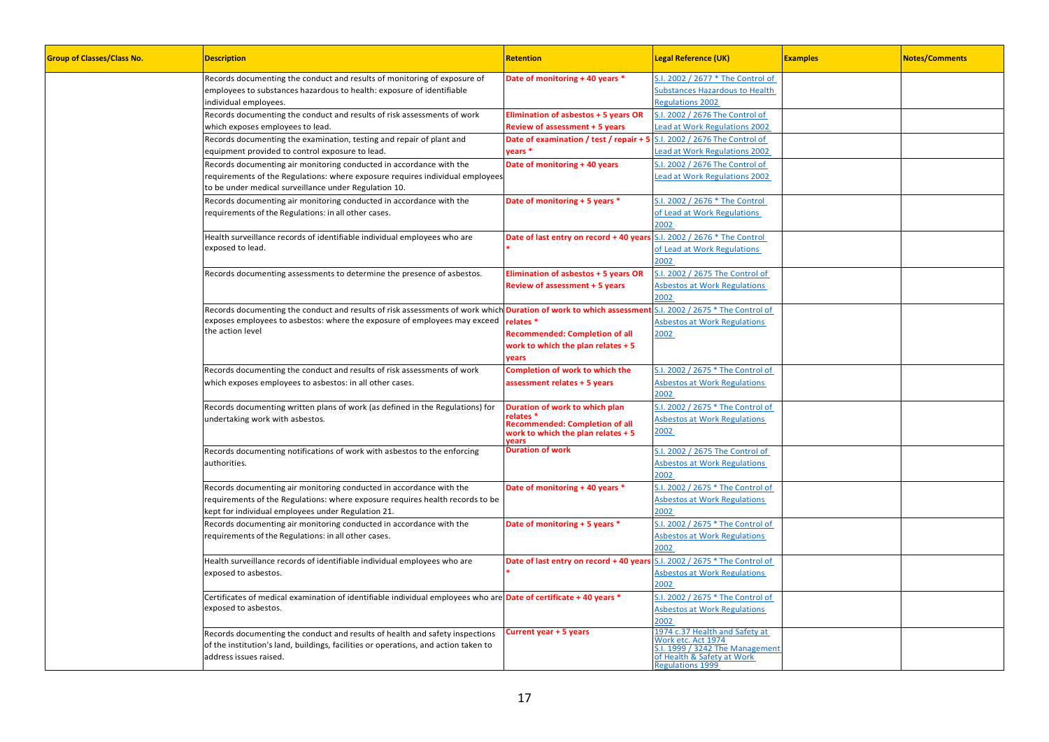| Group of Classes/Class No. | Description | Retention | Legal Reference (UK) | Examples | Notes/Comments |
|---|---|---|---|---|---|
| | Records documenting the conduct and results of monitoring of exposure of employees to substances hazardous to health: exposure of identifiable individual employees. | Date of monitoring + 40 years * | S.I. 2002 / 2677 * The Control of Substances Hazardous to Health Regulations 2002 | | |
| | Records documenting the conduct and results of risk assessments of work which exposes employees to lead. | Elimination of asbestos + 5 years OR Review of assessment + 5 years | S.I. 2002 / 2676 The Control of Lead at Work Regulations 2002 | | |
| | Records documenting the examination, testing and repair of plant and equipment provided to control exposure to lead. | Date of examination / test / repair + 5 years * | S.I. 2002 / 2676 The Control of Lead at Work Regulations 2002 | | |
| | Records documenting air monitoring conducted in accordance with the requirements of the Regulations: where exposure requires individual employees to be under medical surveillance under Regulation 10. | Date of monitoring + 40 years | S.I. 2002 / 2676 The Control of Lead at Work Regulations 2002 | | |
| | Records documenting air monitoring conducted in accordance with the requirements of the Regulations: in all other cases. | Date of monitoring + 5 years * | S.I. 2002 / 2676 * The Control of Lead at Work Regulations 2002 | | |
| | Health surveillance records of identifiable individual employees who are exposed to lead. | Date of last entry on record + 40 years * | S.I. 2002 / 2676 * The Control of Lead at Work Regulations 2002 | | |
| | Records documenting assessments to determine the presence of asbestos. | Elimination of asbestos + 5 years OR Review of assessment + 5 years | S.I. 2002 / 2675 The Control of Asbestos at Work Regulations 2002 | | |
| | Records documenting the conduct and results of risk assessments of work which exposes employees to asbestos: where the exposure of employees may exceed the action level | Duration of work to which assessment relates * Recommended: Completion of all work to which the plan relates + 5 years | S.I. 2002 / 2675 * The Control of Asbestos at Work Regulations 2002 | | |
| | Records documenting the conduct and results of risk assessments of work which exposes employees to asbestos: in all other cases. | Completion of work to which the assessment relates + 5 years | S.I. 2002 / 2675 * The Control of Asbestos at Work Regulations 2002 | | |
| | Records documenting written plans of work (as defined in the Regulations) for undertaking work with asbestos. | Duration of work to which plan relates * Recommended: Completion of all work to which the plan relates + 5 years | S.I. 2002 / 2675 * The Control of Asbestos at Work Regulations 2002 | | |
| | Records documenting notifications of work with asbestos to the enforcing authorities. | Duration of work | S.I. 2002 / 2675 The Control of Asbestos at Work Regulations 2002 | | |
| | Records documenting air monitoring conducted in accordance with the requirements of the Regulations: where exposure requires health records to be kept for individual employees under Regulation 21. | Date of monitoring + 40 years * | S.I. 2002 / 2675 * The Control of Asbestos at Work Regulations 2002 | | |
| | Records documenting air monitoring conducted in accordance with the requirements of the Regulations: in all other cases. | Date of monitoring + 5 years * | S.I. 2002 / 2675 * The Control of Asbestos at Work Regulations 2002 | | |
| | Health surveillance records of identifiable individual employees who are exposed to asbestos. | Date of last entry on record + 40 years * | S.I. 2002 / 2675 * The Control of Asbestos at Work Regulations 2002 | | |
| | Certificates of medical examination of identifiable individual employees who are exposed to asbestos. | Date of certificate + 40 years * | S.I. 2002 / 2675 * The Control of Asbestos at Work Regulations 2002 | | |
| | Records documenting the conduct and results of health and safety inspections of the institution's land, buildings, facilities or operations, and action taken to address issues raised. | Current year + 5 years | 1974 c.37 Health and Safety at Work etc. Act 1974 S.I. 1999 / 3242 The Management of Health & Safety at Work Regulations 1999 | | |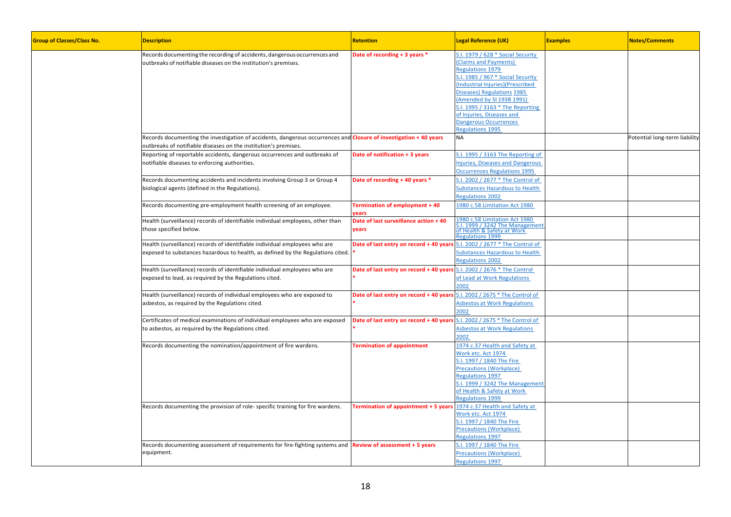| Group of Classes/Class No. | Description | Retention | Legal Reference (UK) | Examples | Notes/Comments |
|---|---|---|---|---|---|
| | Records documenting the recording of accidents, dangerous occurrences and outbreaks of notifiable diseases on the institution's premises. | Date of recording + 3 years * | S.I. 1979 / 628 * Social Security (Claims and Payments) Regulations 1979 S.I. 1985 / 967 * Social Security (Industrial Injuries)(Prescribed Diseases) Regulations 1985 (Amended by SI 1938 1991) S.I. 1995 / 3163 * The Reporting of Injuries, Diseases and Dangerous Occurrences Regulations 1995 | | |
| | Records documenting the investigation of accidents, dangerous occurrences and outbreaks of notifiable diseases on the institution's premises. | Closure of investigation + 40 years | NA | | Potential long-term liability |
| | Reporting of reportable accidents, dangerous occurrences and outbreaks of notifiable diseases to enforcing authorities. | Date of notification + 3 years | S.I. 1995 / 3163 The Reporting of Injuries, Diseases and Dangerous Occurrences Regulations 1995 | | |
| | Records documenting accidents and incidents involving Group 3 or Group 4 biological agents (defined in the Regulations). | Date of recording + 40 years * | S.I. 2002 / 2677 * The Control of Substances Hazardous to Health Regulations 2002 | | |
| | Records documenting pre-employment health screening of an employee. | Termination of employment + 40 years | 1980 c.58 Limitation Act 1980 | | |
| | Health (surveillance) records of identifiable individual employees, other than those specified below. | Date of last surveillance action + 40 years | 1980 c.58 Limitation Act 1980 S.I. 1999 / 3242 The Management of Health & Safety at Work Regulations 1999 | | |
| | Health (surveillance) records of identifiable individual employees who are exposed to substances hazardous to health, as defined by the Regulations cited. | Date of last entry on record + 40 years * | S.I. 2002 / 2677 * The Control of Substances Hazardous to Health Regulations 2002 | | |
| | Health (surveillance) records of identifiable individual employees who are exposed to lead, as required by the Regulations cited. | Date of last entry on record + 40 years * | S.I. 2002 / 2676 * The Control of Lead at Work Regulations 2002 | | |
| | Health (surveillance) records of individual employees who are exposed to asbestos, as required by the Regulations cited. | Date of last entry on record + 40 years * | S.I. 2002 / 2675 * The Control of Asbestos at Work Regulations 2002 | | |
| | Certificates of medical examinations of individual employees who are exposed to asbestos, as required by the Regulations cited. | Date of last entry on record + 40 years * | S.I. 2002 / 2675 * The Control of Asbestos at Work Regulations 2002 | | |
| | Records documenting the nomination/appointment of fire wardens. | Termination of appointment | 1974 c.37 Health and Safety at Work etc. Act 1974 S.I. 1997 / 1840 The Fire Precautions (Workplace) Regulations 1997 S.I. 1999 / 3242 The Management of Health & Safety at Work Regulations 1999 | | |
| | Records documenting the provision of role- specific training for fire wardens. | Termination of appointment + 5 years | 1974 c.37 Health and Safety at Work etc. Act 1974 S.I. 1997 / 1840 The Fire Precautions (Workplace) Regulations 1997 | | |
| | Records documenting assessment of requirements for fire-fighting systems and equipment. | Review of assessment + 5 years | S.I. 1997 / 1840 The Fire Precautions (Workplace) Regulations 1997 | | |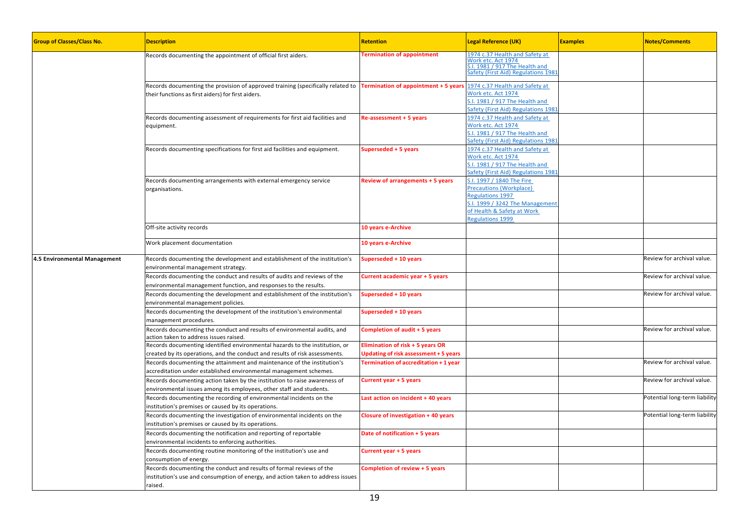| Group of Classes/Class No. | Description | Retention | Legal Reference (UK) | Examples | Notes/Comments |
|---|---|---|---|---|---|
| | Records documenting the appointment of official first aiders. | Termination of appointment | 1974 c.37 Health and Safety at Work etc. Act 1974 S.I. 1981 / 917 The Health and Safety (First Aid) Regulations 1981 | | |
| | Records documenting the provision of approved training (specifically related to their functions as first aiders) for first aiders. | Termination of appointment + 5 years | 1974 c.37 Health and Safety at Work etc. Act 1974 S.I. 1981 / 917 The Health and Safety (First Aid) Regulations 1981 | | |
| | Records documenting assessment of requirements for first aid facilities and equipment. | Re-assessment + 5 years | 1974 c.37 Health and Safety at Work etc. Act 1974 S.I. 1981 / 917 The Health and Safety (First Aid) Regulations 1981 | | |
| | Records documenting specifications for first aid facilities and equipment. | Superseded + 5 years | 1974 c.37 Health and Safety at Work etc. Act 1974 S.I. 1981 / 917 The Health and Safety (First Aid) Regulations 1981 | | |
| | Records documenting arrangements with external emergency service organisations. | Review of arrangements + 5 years | S.I. 1997 / 1840 The Fire Precautions (Workplace) Regulations 1997 S.I. 1999 / 3242 The Management of Health & Safety at Work Regulations 1999 | | |
| | Off-site activity records | 10 years e-Archive | | | |
| | Work placement documentation | 10 years e-Archive | | | |
| **4.5 Environmental Management** | Records documenting the development and establishment of the institution's environmental management strategy. | Superseded + 10 years | | | Review for archival value. |
| | Records documenting the conduct and results of audits and reviews of the environmental management function, and responses to the results. | Current academic year + 5 years | | | Review for archival value. |
| | Records documenting the development and establishment of the institution's environmental management policies. | Superseded + 10 years | | | Review for archival value. |
| | Records documenting the development of the institution's environmental management procedures. | Superseded + 10 years | | | |
| | Records documenting the conduct and results of environmental audits, and action taken to address issues raised. | Completion of audit + 5 years | | | Review for archival value. |
| | Records documenting identified environmental hazards to the institution, or created by its operations, and the conduct and results of risk assessments. | Elimination of risk + 5 years OR Updating of risk assessment + 5 years | | | |
| | Records documenting the attainment and maintenance of the institution's accreditation under established environmental management schemes. | Termination of accreditation + 1 year | | | Review for archival value. |
| | Records documenting action taken by the institution to raise awareness of environmental issues among its employees, other staff and students. | Current year + 5 years | | | Review for archival value. |
| | Records documenting the recording of environmental incidents on the institution's premises or caused by its operations. | Last action on incident + 40 years | | | Potential long-term liability |
| | Records documenting the investigation of environmental incidents on the institution's premises or caused by its operations. | Closure of investigation + 40 years | | | Potential long-term liability |
| | Records documenting the notification and reporting of reportable environmental incidents to enforcing authorities. | Date of notification + 5 years | | | |
| | Records documenting routine monitoring of the institution's use and consumption of energy. | Current year + 5 years | | | |
| | Records documenting the conduct and results of formal reviews of the institution's use and consumption of energy, and action taken to address issues raised. | Completion of review + 5 years | | | |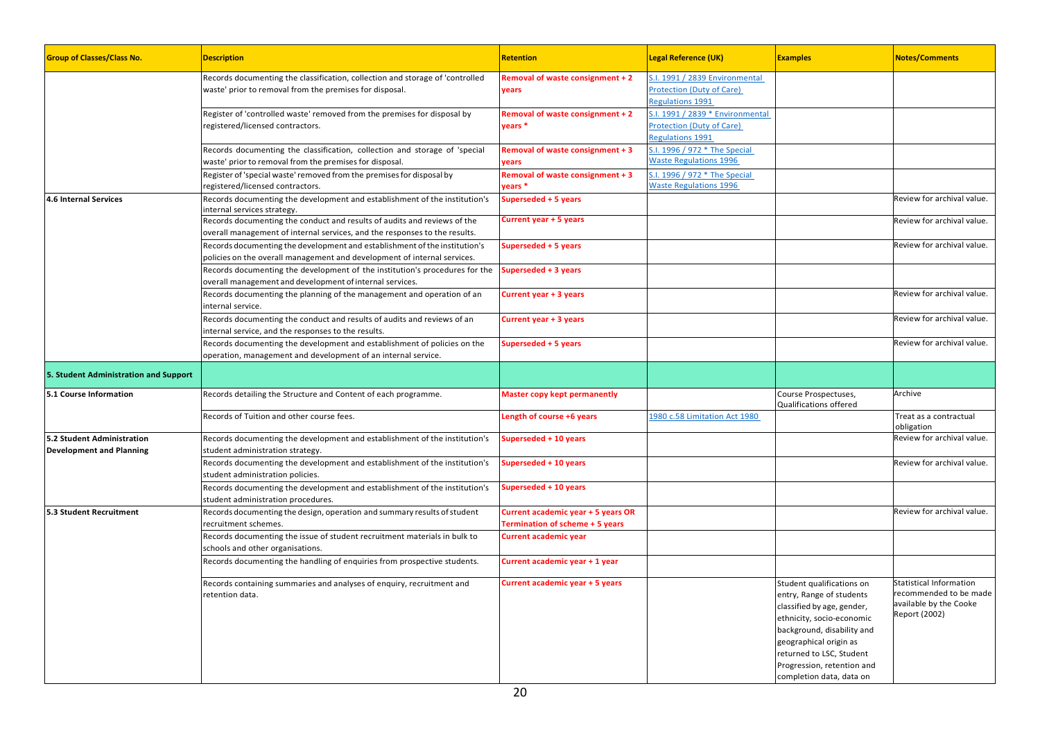| Group of Classes/Class No. | Description | Retention | Legal Reference (UK) | Examples | Notes/Comments |
|---|---|---|---|---|---|
| | Records documenting the classification, collection and storage of 'controlled waste' prior to removal from the premises for disposal. | Removal of waste consignment + 2 years | S.I. 1991 / 2839 Environmental Protection (Duty of Care) Regulations 1991 | | |
| | Register of 'controlled waste' removed from the premises for disposal by registered/licensed contractors. | Removal of waste consignment + 2 years * | S.I. 1991 / 2839 * Environmental Protection (Duty of Care) Regulations 1991 | | |
| | Records documenting the classification, collection and storage of 'special waste' prior to removal from the premises for disposal. | Removal of waste consignment + 3 years | S.I. 1996 / 972 * The Special Waste Regulations 1996 | | |
| | Register of 'special waste' removed from the premises for disposal by registered/licensed contractors. | Removal of waste consignment + 3 years * | S.I. 1996 / 972 * The Special Waste Regulations 1996 | | |
| 4.6 Internal Services | Records documenting the development and establishment of the institution's internal services strategy. | Superseded + 5 years | | | Review for archival value. |
| | Records documenting the conduct and results of audits and reviews of the overall management of internal services, and the responses to the results. | Current year + 5 years | | | Review for archival value. |
| | Records documenting the development and establishment of the institution's policies on the overall management and development of internal services. | Superseded + 5 years | | | Review for archival value. |
| | Records documenting the development of the institution's procedures for the overall management and development of internal services. | Superseded + 3 years | | | |
| | Records documenting the planning of the management and operation of an internal service. | Current year + 3 years | | | Review for archival value. |
| | Records documenting the conduct and results of audits and reviews of an internal service, and the responses to the results. | Current year + 3 years | | | Review for archival value. |
| | Records documenting the development and establishment of policies on the operation, management and development of an internal service. | Superseded + 5 years | | | Review for archival value. |
| **5. Student Administration and Support** | | | | | |
| 5.1 Course Information | Records detailing the Structure and Content of each programme. | Master copy kept permanently | | Course Prospectuses, Qualifications offered | Archive |
| | Records of Tuition and other course fees. | Length of course +6 years | 1980 c.58 Limitation Act 1980 | | Treat as a contractual obligation |
| 5.2 Student Administration Development and Planning | Records documenting the development and establishment of the institution's student administration strategy. | Superseded + 10 years | | | Review for archival value. |
| | Records documenting the development and establishment of the institution's student administration policies. | Superseded + 10 years | | | Review for archival value. |
| | Records documenting the development and establishment of the institution's student administration procedures. | Superseded + 10 years | | | |
| 5.3 Student Recruitment | Records documenting the design, operation and summary results of student recruitment schemes. | Current academic year + 5 years OR Termination of scheme + 5 years | | | Review for archival value. |
| | Records documenting the issue of student recruitment materials in bulk to schools and other organisations. | Current academic year | | | |
| | Records documenting the handling of enquiries from prospective students. | Current academic year + 1 year | | | |
| | Records containing summaries and analyses of enquiry, recruitment and retention data. | Current academic year + 5 years | | Student qualifications on entry, Range of students classified by age, gender, ethnicity, socio-economic background, disability and geographical origin as returned to LSC, Student Progression, retention and completion data, data on | Statistical Information recommended to be made available by the Cooke Report (2002) |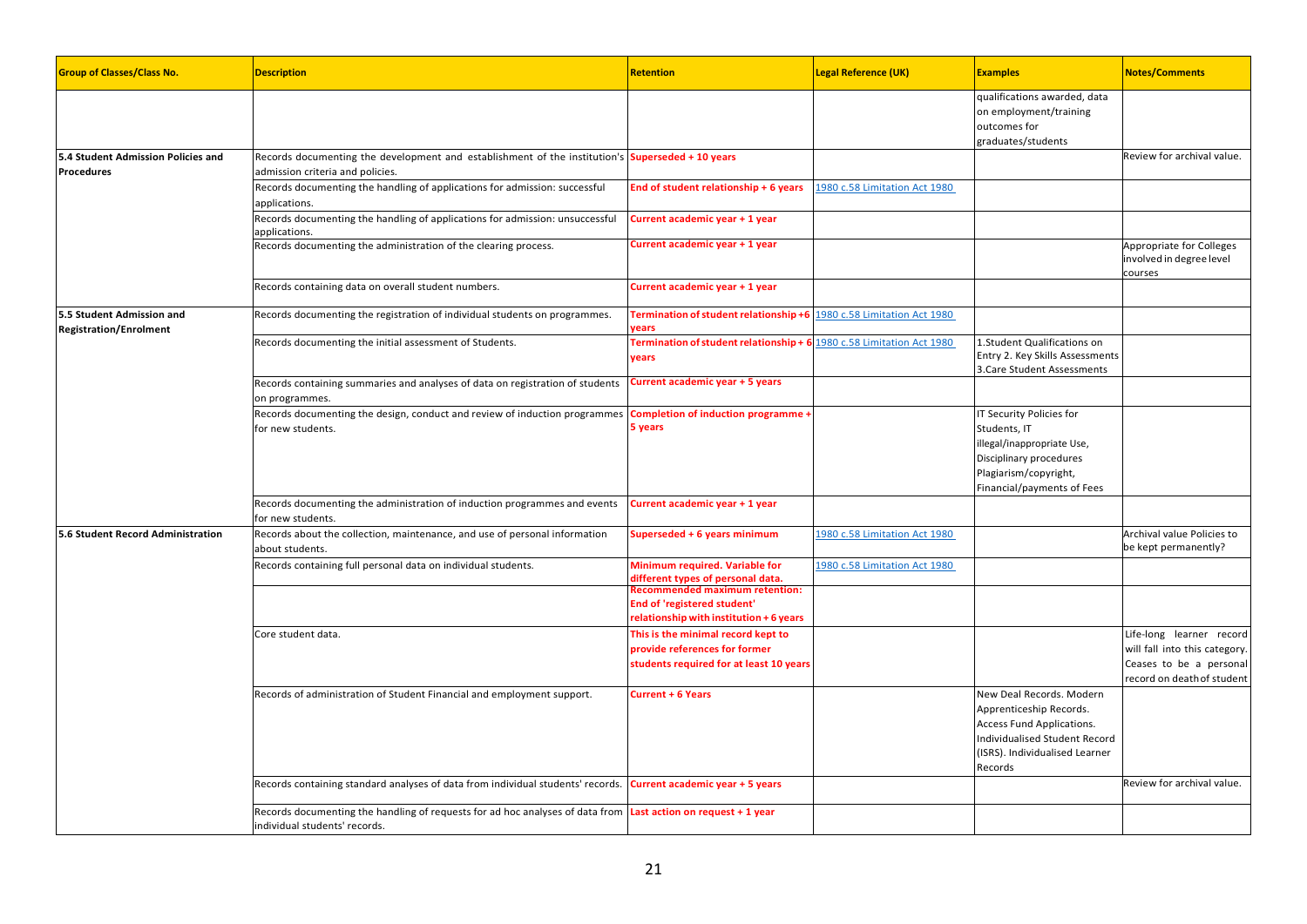| Group of Classes/Class No. | Description | Retention | Legal Reference (UK) | Examples | Notes/Comments |
|---|---|---|---|---|---|
| | | | | qualifications awarded, data on employment/training outcomes for graduates/students | |
| 5.4 Student Admission Policies and Procedures | Records documenting the development and establishment of the institution's admission criteria and policies. | Superseded + 10 years | | | Review for archival value. |
| | Records documenting the handling of applications for admission: successful applications. | End of student relationship + 6 years | 1980 c.58 Limitation Act 1980 | | |
| | Records documenting the handling of applications for admission: unsuccessful applications. | Current academic year + 1 year | | | |
| | Records documenting the administration of the clearing process. | Current academic year + 1 year | | | Appropriate for Colleges involved in degree level courses |
| | Records containing data on overall student numbers. | Current academic year + 1 year | | | |
| 5.5 Student Admission and Registration/Enrolment | Records documenting the registration of individual students on programmes. | Termination of student relationship +6 years | 1980 c.58 Limitation Act 1980 | | |
| | Records documenting the initial assessment of Students. | Termination of student relationship + 6 years | 1980 c.58 Limitation Act 1980 | 1.Student Qualifications on Entry 2. Key Skills Assessments 3.Care Student Assessments | |
| | Records containing summaries and analyses of data on registration of students on programmes. | Current academic year + 5 years | | | |
| | Records documenting the design, conduct and review of induction programmes for new students. | Completion of induction programme + 5 years | | IT Security Policies for Students, IT illegal/inappropriate Use, Disciplinary procedures Plagiarism/copyright, Financial/payments of Fees | |
| | Records documenting the administration of induction programmes and events for new students. | Current academic year + 1 year | | | |
| 5.6 Student Record Administration | Records about the collection, maintenance, and use of personal information about students. | Superseded + 6 years minimum | 1980 c.58 Limitation Act 1980 | | Archival value Policies to be kept permanently? |
| | Records containing full personal data on individual students. | Minimum required. Variable for different types of personal data. | 1980 c.58 Limitation Act 1980 | | |
| | | Recommended maximum retention: End of 'registered student' relationship with institution + 6 years | | | |
| | Core student data. | This is the minimal record kept to provide references for former students required for at least 10 years | | | Life-long learner record will fall into this category. Ceases to be a personal record on death of student |
| | Records of administration of Student Financial and employment support. | Current + 6 Years | | New Deal Records. Modern Apprenticeship Records. Access Fund Applications. Individualised Student Record (ISRS). Individualised Learner Records | |
| | Records containing standard analyses of data from individual students' records. | Current academic year + 5 years | | | Review for archival value. |
| | Records documenting the handling of requests for ad hoc analyses of data from individual students' records. | Last action on request + 1 year | | | |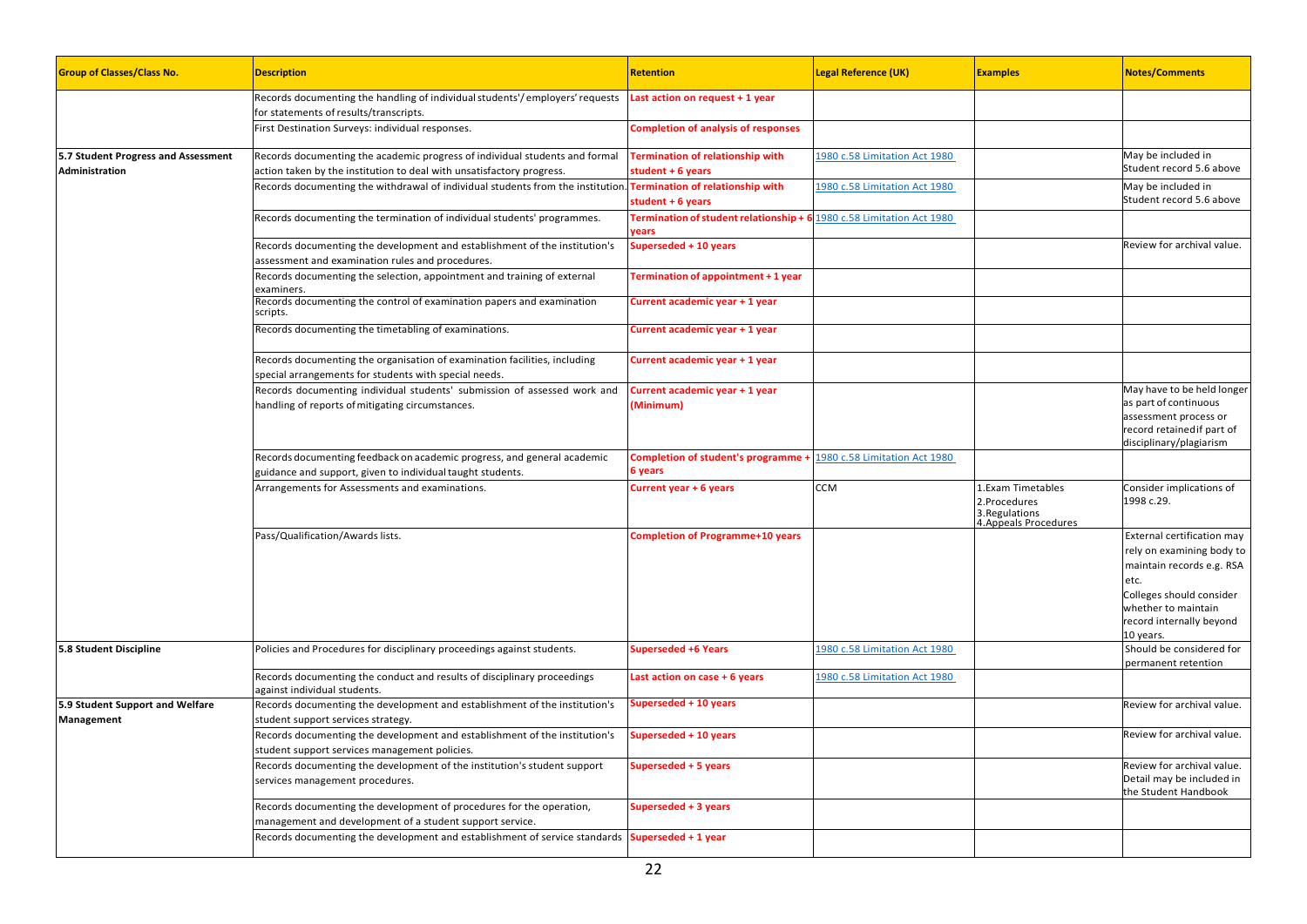| Group of Classes/Class No. | Description | Retention | Legal Reference (UK) | Examples | Notes/Comments |
|---|---|---|---|---|---|
| | Records documenting the handling of individual students'/ employers' requests for statements of results/transcripts. | Last action on request + 1 year | | | |
| | First Destination Surveys: individual responses. | Completion of analysis of responses | | | |
| 5.7 Student Progress and Assessment Administration | Records documenting the academic progress of individual students and formal action taken by the institution to deal with unsatisfactory progress. | Termination of relationship with student + 6 years | 1980 c.58 Limitation Act 1980 | | May be included in Student record 5.6 above |
| | Records documenting the withdrawal of individual students from the institution. | Termination of relationship with student + 6 years | 1980 c.58 Limitation Act 1980 | | May be included in Student record 5.6 above |
| | Records documenting the termination of individual students' programmes. | Termination of student relationship + 6 years | 1980 c.58 Limitation Act 1980 | | |
| | Records documenting the development and establishment of the institution's assessment and examination rules and procedures. | Superseded + 10 years | | | Review for archival value. |
| | Records documenting the selection, appointment and training of external examiners. | Termination of appointment + 1 year | | | |
| | Records documenting the control of examination papers and examination scripts. | Current academic year + 1 year | | | |
| | Records documenting the timetabling of examinations. | Current academic year + 1 year | | | |
| | Records documenting the organisation of examination facilities, including special arrangements for students with special needs. | Current academic year + 1 year | | | |
| | Records documenting individual students' submission of assessed work and handling of reports of mitigating circumstances. | Current academic year + 1 year (Minimum) | | | May have to be held longer as part of continuous assessment process or record retained if part of disciplinary/plagiarism |
| | Records documenting feedback on academic progress, and general academic guidance and support, given to individual taught students. | Completion of student's programme + 6 years | 1980 c.58 Limitation Act 1980 | | |
| | Arrangements for Assessments and examinations. | Current year + 6 years | CCM | 1.Exam Timetables<br>2.Procedures<br>3.Regulations<br>4.Appeals Procedures | Consider implications of 1998 c.29. |
| | Pass/Qualification/Awards lists. | Completion of Programme+10 years | | | External certification may rely on examining body to maintain records e.g. RSA etc.<br>Colleges should consider whether to maintain record internally beyond 10 years. |
| 5.8 Student Discipline | Policies and Procedures for disciplinary proceedings against students. | Superseded +6 Years | 1980 c.58 Limitation Act 1980 | | Should be considered for permanent retention |
| | Records documenting the conduct and results of disciplinary proceedings against individual students. | Last action on case + 6 years | 1980 c.58 Limitation Act 1980 | | |
| 5.9 Student Support and Welfare Management | Records documenting the development and establishment of the institution's student support services strategy. | Superseded + 10 years | | | Review for archival value. |
| | Records documenting the development and establishment of the institution's student support services management policies. | Superseded + 10 years | | | Review for archival value. |
| | Records documenting the development of the institution's student support services management procedures. | Superseded + 5 years | | | Review for archival value. Detail may be included in the Student Handbook |
| | Records documenting the development of procedures for the operation, management and development of a student support service. | Superseded + 3 years | | | |
| | Records documenting the development and establishment of service standards | Superseded + 1 year | | | |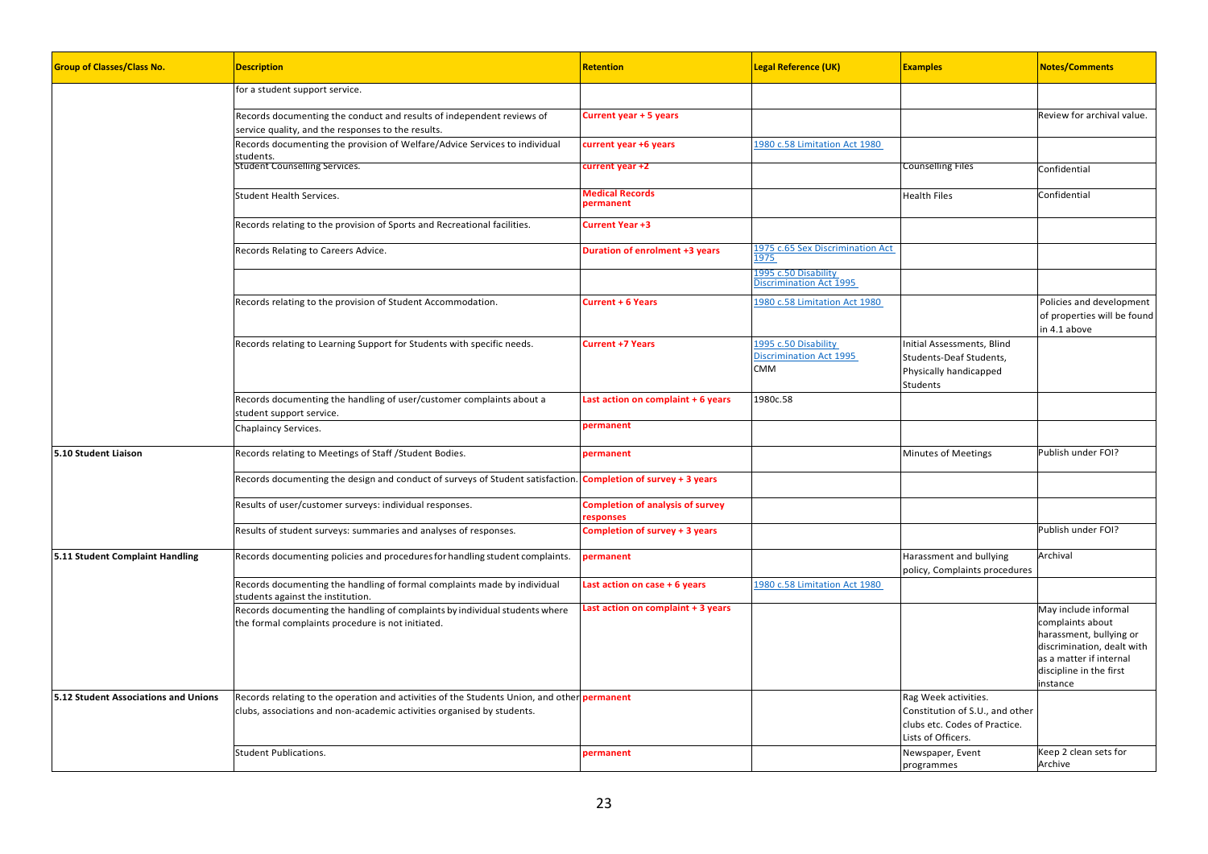| Group of Classes/Class No. | Description | Retention | Legal Reference (UK) | Examples | Notes/Comments |
|---|---|---|---|---|---|
| | for a student support service. | | | | |
| | Records documenting the conduct and results of independent reviews of service quality, and the responses to the results. | Current year + 5 years | | | Review for archival value. |
| | Records documenting the provision of Welfare/Advice Services to individual students. | current year +6 years | 1980 c.58 Limitation Act 1980 | | |
| | Student Counselling Services. | current year +2 | | Counselling Files | Confidential |
| | Student Health Services. | Medical Records permanent | | Health Files | Confidential |
| | Records relating to the provision of Sports and Recreational facilities. | Current Year +3 | | | |
| | Records Relating to Careers Advice. | Duration of enrolment +3 years | 1975 c.65 Sex Discrimination Act 1975 | | |
| | | | 1995 c.50 Disability Discrimination Act 1995 | | |
| | Records relating to the provision of Student Accommodation. | Current + 6 Years | 1980 c.58 Limitation Act 1980 | | Policies and development of properties will be found in 4.1 above |
| | Records relating to Learning Support for Students with specific needs. | Current +7 Years | 1995 c.50 Disability Discrimination Act 1995 CMM | Initial Assessments, Blind Students-Deaf Students, Physically handicapped Students | |
| | Records documenting the handling of user/customer complaints about a student support service. | Last action on complaint + 6 years | 1980c.58 | | |
| | Chaplaincy Services. | permanent | | | |
| 5.10 Student Liaison | Records relating to Meetings of Staff /Student Bodies. | permanent | | Minutes of Meetings | Publish under FOI? |
| | Records documenting the design and conduct of surveys of Student satisfaction. | Completion of survey + 3 years | | | |
| | Results of user/customer surveys: individual responses. | Completion of analysis of survey responses | | | |
| | Results of student surveys: summaries and analyses of responses. | Completion of survey + 3 years | | | Publish under FOI? |
| 5.11 Student Complaint Handling | Records documenting policies and procedures for handling student complaints. | permanent | | Harassment and bullying policy, Complaints procedures | Archival |
| | Records documenting the handling of formal complaints made by individual students against the institution. | Last action on case + 6 years | 1980 c.58 Limitation Act 1980 | | |
| | Records documenting the handling of complaints by individual students where the formal complaints procedure is not initiated. | Last action on complaint + 3 years | | | May include informal complaints about harassment, bullying or discrimination, dealt with as a matter if internal discipline in the first instance |
| 5.12 Student Associations and Unions | Records relating to the operation and activities of the Students Union, and other clubs, associations and non-academic activities organised by students. | permanent | | Rag Week activities. Constitution of S.U., and other clubs etc. Codes of Practice. Lists of Officers. | |
| | Student Publications. | permanent | | Newspaper, Event programmes | Keep 2 clean sets for Archive |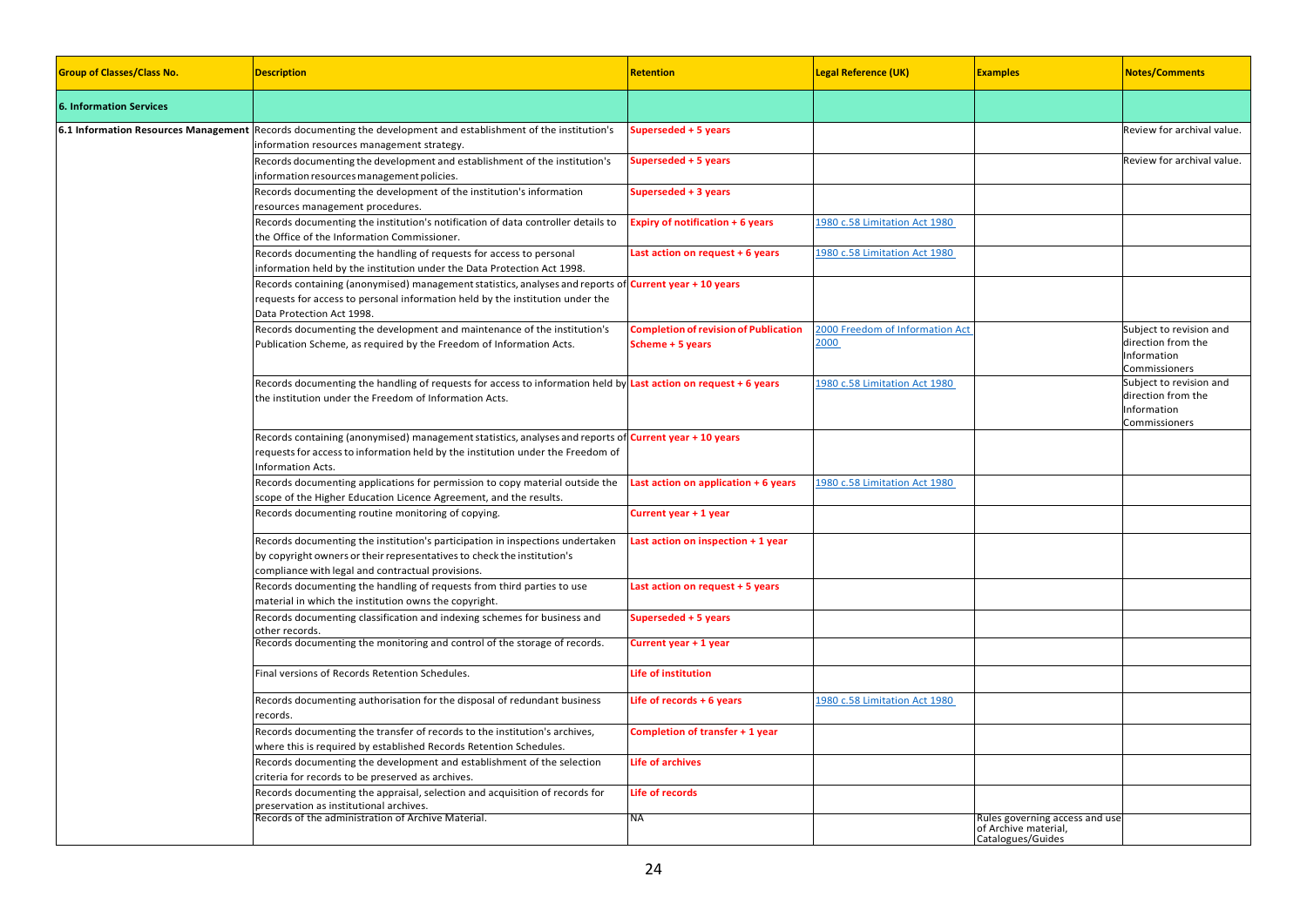| Group of Classes/Class No. | Description | Retention | Legal Reference (UK) | Examples | Notes/Comments |
|---|---|---|---|---|---|
| **6. Information Services** | | | | | |
| **6.1 Information Resources Management** | Records documenting the development and establishment of the institution's information resources management strategy. | **Superseded + 5 years** | | | Review for archival value. |
| | Records documenting the development and establishment of the institution's information resources management policies. | **Superseded + 5 years** | | | Review for archival value. |
| | Records documenting the development of the institution's information resources management procedures. | **Superseded + 3 years** | | | |
| | Records documenting the institution's notification of data controller details to the Office of the Information Commissioner. | **Expiry of notification + 6 years** | 1980 c.58 Limitation Act 1980 | | |
| | Records documenting the handling of requests for access to personal information held by the institution under the Data Protection Act 1998. | **Last action on request + 6 years** | 1980 c.58 Limitation Act 1980 | | |
| | Records containing (anonymised) management statistics, analyses and reports of requests for access to personal information held by the institution under the Data Protection Act 1998. | **Current year + 10 years** | | | |
| | Records documenting the development and maintenance of the institution's Publication Scheme, as required by the Freedom of Information Acts. | **Completion of revision of Publication Scheme + 5 years** | 2000 Freedom of Information Act 2000 | | Subject to revision and direction from the Information Commissioners |
| | Records documenting the handling of requests for access to information held by the institution under the Freedom of Information Acts. | **Last action on request + 6 years** | 1980 c.58 Limitation Act 1980 | | Subject to revision and direction from the Information Commissioners |
| | Records containing (anonymised) management statistics, analyses and reports of requests for access to information held by the institution under the Freedom of Information Acts. | **Current year + 10 years** | | | |
| | Records documenting applications for permission to copy material outside the scope of the Higher Education Licence Agreement, and the results. | **Last action on application + 6 years** | 1980 c.58 Limitation Act 1980 | | |
| | Records documenting routine monitoring of copying. | **Current year + 1 year** | | | |
| | Records documenting the institution's participation in inspections undertaken by copyright owners or their representatives to check the institution's compliance with legal and contractual provisions. | **Last action on inspection + 1 year** | | | |
| | Records documenting the handling of requests from third parties to use material in which the institution owns the copyright. | **Last action on request + 5 years** | | | |
| | Records documenting classification and indexing schemes for business and other records. | **Superseded + 5 years** | | | |
| | Records documenting the monitoring and control of the storage of records. | **Current year + 1 year** | | | |
| | Final versions of Records Retention Schedules. | **Life of institution** | | | |
| | Records documenting authorisation for the disposal of redundant business records. | **Life of records + 6 years** | 1980 c.58 Limitation Act 1980 | | |
| | Records documenting the transfer of records to the institution's archives, where this is required by established Records Retention Schedules. | **Completion of transfer + 1 year** | | | |
| | Records documenting the development and establishment of the selection criteria for records to be preserved as archives. | **Life of archives** | | | |
| | Records documenting the appraisal, selection and acquisition of records for preservation as institutional archives. | **Life of records** | | | |
| | Records of the administration of Archive Material. | NA | | Rules governing access and use of Archive material, Catalogues/Guides | |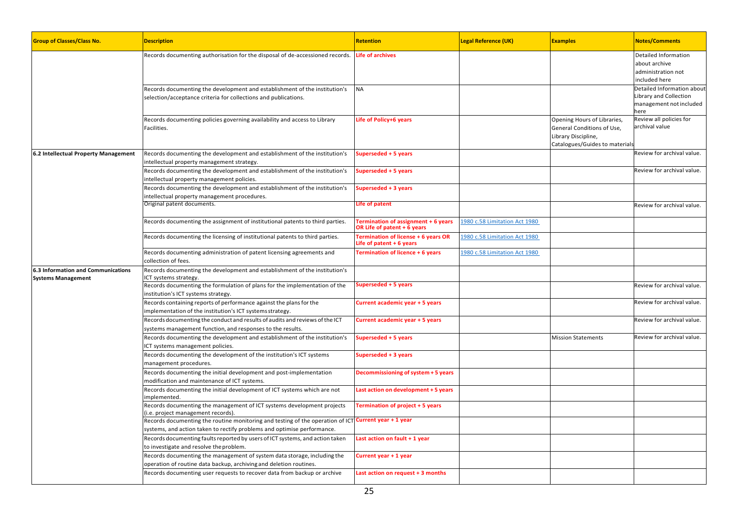| Group of Classes/Class No. | Description | Retention | Legal Reference (UK) | Examples | Notes/Comments |
|---|---|---|---|---|---|
| | Records documenting authorisation for the disposal of de-accessioned records. | Life of archives | | | Detailed Information about archive administration not included here |
| | Records documenting the development and establishment of the institution's selection/acceptance criteria for collections and publications. | NA | | | Detailed Information about Library and Collection management not included here |
| | Records documenting policies governing availability and access to Library Facilities. | Life of Policy+6 years | | Opening Hours of Libraries, General Conditions of Use, Library Discipline, Catalogues/Guides to materials | Review all policies for archival value |
| 6.2 Intellectual Property Management | Records documenting the development and establishment of the institution's intellectual property management strategy. | Superseded + 5 years | | | Review for archival value. |
| | Records documenting the development and establishment of the institution's intellectual property management policies. | Superseded + 5 years | | | Review for archival value. |
| | Records documenting the development and establishment of the institution's intellectual property management procedures. | Superseded + 3 years | | | |
| | Original patent documents. | Life of patent | | | Review for archival value. |
| | Records documenting the assignment of institutional patents to third parties. | Termination of assignment + 6 years OR Life of patent + 6 years | 1980 c.58 Limitation Act 1980 | | |
| | Records documenting the licensing of institutional patents to third parties. | Termination of license + 6 years OR Life of patent + 6 years | 1980 c.58 Limitation Act 1980 | | |
| | Records documenting administration of patent licensing agreements and collection of fees. | Termination of licence + 6 years | 1980 c.58 Limitation Act 1980 | | |
| 6.3 Information and Communications Systems Management | Records documenting the development and establishment of the institution's ICT systems strategy. | | | | |
| | Records documenting the formulation of plans for the implementation of the institution's ICT systems strategy. | Superseded + 5 years | | | Review for archival value. |
| | Records containing reports of performance against the plans for the implementation of the institution's ICT systems strategy. | Current academic year + 5 years | | | Review for archival value. |
| | Records documenting the conduct and results of audits and reviews of the ICT systems management function, and responses to the results. | Current academic year + 5 years | | | Review for archival value. |
| | Records documenting the development and establishment of the institution's ICT systems management policies. | Superseded + 5 years | | Mission Statements | Review for archival value. |
| | Records documenting the development of the institution's ICT systems management procedures. | Superseded + 3 years | | | |
| | Records documenting the initial development and post-implementation modification and maintenance of ICT systems. | Decommissioning of system + 5 years | | | |
| | Records documenting the initial development of ICT systems which are not implemented. | Last action on development + 5 years | | | |
| | Records documenting the management of ICT systems development projects (i.e. project management records). | Termination of project + 5 years | | | |
| | Records documenting the routine monitoring and testing of the operation of ICT systems, and action taken to rectify problems and optimise performance. | Current year + 1 year | | | |
| | Records documenting faults reported by users of ICT systems, and action taken to investigate and resolve the problem. | Last action on fault + 1 year | | | |
| | Records documenting the management of system data storage, including the operation of routine data backup, archiving and deletion routines. | Current year + 1 year | | | |
| | Records documenting user requests to recover data from backup or archive | Last action on request + 3 months | | | |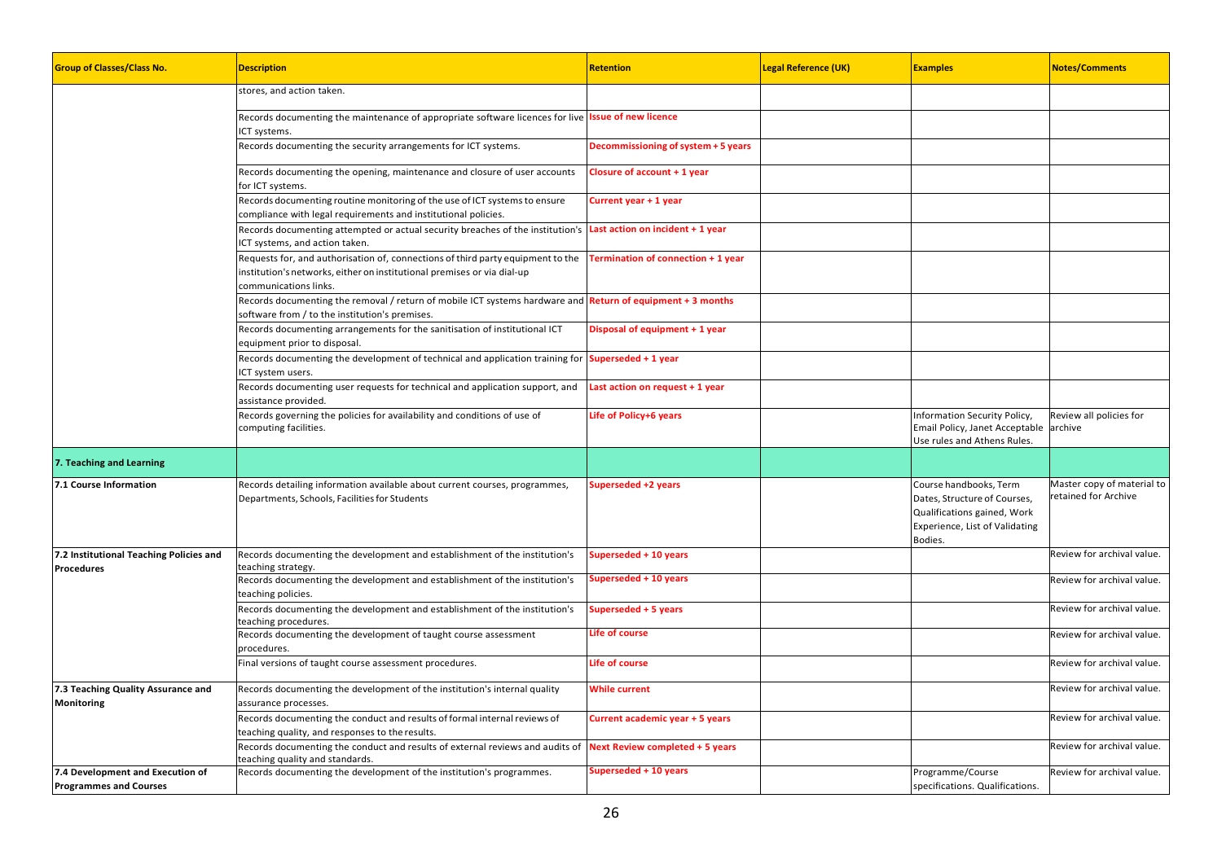| Group of Classes/Class No. | Description | Retention | Legal Reference (UK) | Examples | Notes/Comments |
|---|---|---|---|---|---|
| | stores, and action taken. | | | | |
| | Records documenting the maintenance of appropriate software licences for live ICT systems. | **Issue of new licence** | | | |
| | Records documenting the security arrangements for ICT systems. | **Decommissioning of system + 5 years** | | | |
| | Records documenting the opening, maintenance and closure of user accounts for ICT systems. | **Closure of account + 1 year** | | | |
| | Records documenting routine monitoring of the use of ICT systems to ensure compliance with legal requirements and institutional policies. | **Current year + 1 year** | | | |
| | Records documenting attempted or actual security breaches of the institution's ICT systems, and action taken. | **Last action on incident + 1 year** | | | |
| | Requests for, and authorisation of, connections of third party equipment to the institution's networks, either on institutional premises or via dial-up communications links. | **Termination of connection + 1 year** | | | |
| | Records documenting the removal / return of mobile ICT systems hardware and software from / to the institution's premises. | **Return of equipment + 3 months** | | | |
| | Records documenting arrangements for the sanitisation of institutional ICT equipment prior to disposal. | **Disposal of equipment + 1 year** | | | |
| | Records documenting the development of technical and application training for ICT system users. | **Superseded + 1 year** | | | |
| | Records documenting user requests for technical and application support, and assistance provided. | **Last action on request + 1 year** | | | |
| | Records governing the policies for availability and conditions of use of computing facilities. | **Life of Policy+6 years** | | Information Security Policy, Email Policy, Janet Acceptable Use rules and Athens Rules. | Review all policies for archive |
| **7. Teaching and Learning** | | | | | |
| **7.1 Course Information** | Records detailing information available about current courses, programmes, Departments, Schools, Facilities for Students | **Superseded +2 years** | | Course handbooks, Term Dates, Structure of Courses, Qualifications gained, Work Experience, List of Validating Bodies. | Master copy of material to retained for Archive |
| **7.2 Institutional Teaching Policies and Procedures** | Records documenting the development and establishment of the institution's teaching strategy. | **Superseded + 10 years** | | | Review for archival value. |
| | Records documenting the development and establishment of the institution's teaching policies. | **Superseded + 10 years** | | | Review for archival value. |
| | Records documenting the development and establishment of the institution's teaching procedures. | **Superseded + 5 years** | | | Review for archival value. |
| | Records documenting the development of taught course assessment procedures. | **Life of course** | | | Review for archival value. |
| | Final versions of taught course assessment procedures. | **Life of course** | | | Review for archival value. |
| **7.3 Teaching Quality Assurance and Monitoring** | Records documenting the development of the institution's internal quality assurance processes. | **While current** | | | Review for archival value. |
| | Records documenting the conduct and results of formal internal reviews of teaching quality, and responses to the results. | **Current academic year + 5 years** | | | Review for archival value. |
| | Records documenting the conduct and results of external reviews and audits of teaching quality and standards. | **Next Review completed + 5 years** | | | Review for archival value. |
| **7.4 Development and Execution of Programmes and Courses** | Records documenting the development of the institution's programmes. | **Superseded + 10 years** | | Programme/Course specifications. Qualifications. | Review for archival value. |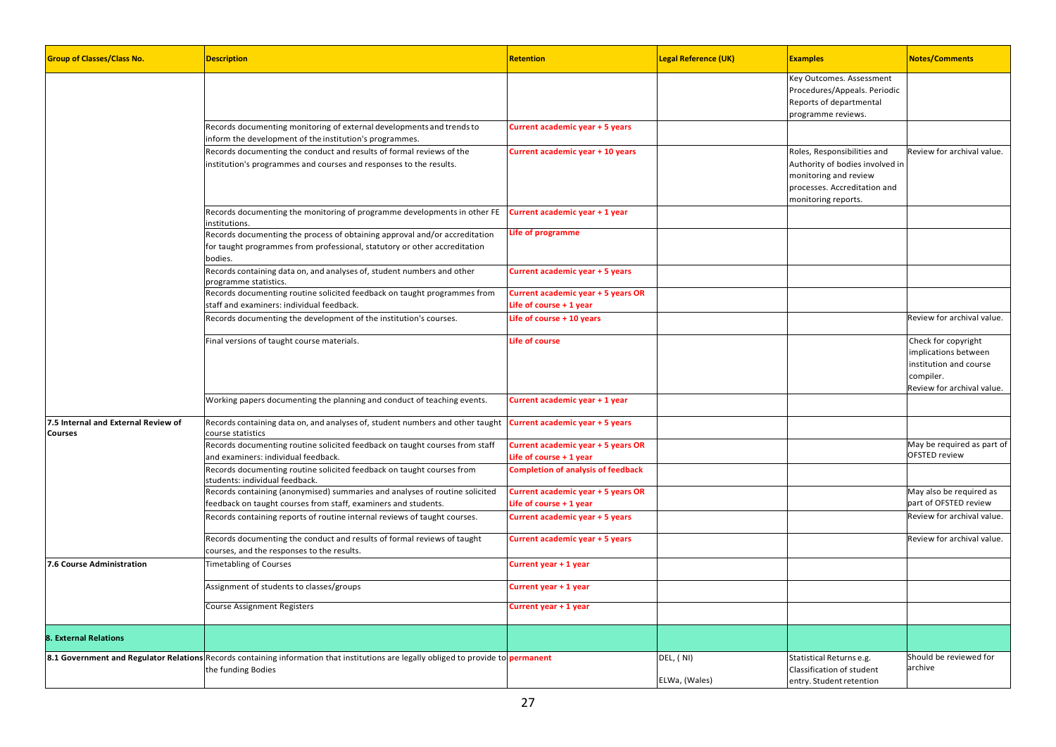| Group of Classes/Class No. | Description | Retention | Legal Reference (UK) | Examples | Notes/Comments |
|---|---|---|---|---|---|
| | | | | Key Outcomes. Assessment Procedures/Appeals. Periodic Reports of departmental programme reviews. | |
| | Records documenting monitoring of external developments and trends to inform the development of the institution's programmes. | Current academic year + 5 years | | | |
| | Records documenting the conduct and results of formal reviews of the institution's programmes and courses and responses to the results. | Current academic year + 10 years | | Roles, Responsibilities and Authority of bodies involved in monitoring and review processes. Accreditation and monitoring reports. | Review for archival value. |
| | Records documenting the monitoring of programme developments in other FE institutions. | Current academic year + 1 year | | | |
| | Records documenting the process of obtaining approval and/or accreditation for taught programmes from professional, statutory or other accreditation bodies. | Life of programme | | | |
| | Records containing data on, and analyses of, student numbers and other programme statistics. | Current academic year + 5 years | | | |
| | Records documenting routine solicited feedback on taught programmes from staff and examiners: individual feedback. | Current academic year + 5 years OR Life of course + 1 year | | | |
| | Records documenting the development of the institution's courses. | Life of course + 10 years | | | Review for archival value. |
| | Final versions of taught course materials. | Life of course | | | Check for copyright implications between institution and course compiler. Review for archival value. |
| | Working papers documenting the planning and conduct of teaching events. | Current academic year + 1 year | | | |
| **7.5 Internal and External Review of Courses** | Records containing data on, and analyses of, student numbers and other taught course statistics | Current academic year + 5 years | | | |
| | Records documenting routine solicited feedback on taught courses from staff and examiners: individual feedback. | Current academic year + 5 years OR Life of course + 1 year | | | May be required as part of OFSTED review |
| | Records documenting routine solicited feedback on taught courses from students: individual feedback. | Completion of analysis of feedback | | | |
| | Records containing (anonymised) summaries and analyses of routine solicited feedback on taught courses from staff, examiners and students. | Current academic year + 5 years OR Life of course + 1 year | | | May also be required as part of OFSTED review |
| | Records containing reports of routine internal reviews of taught courses. | Current academic year + 5 years | | | Review for archival value. |
| | Records documenting the conduct and results of formal reviews of taught courses, and the responses to the results. | Current academic year + 5 years | | | Review for archival value. |
| **7.6 Course Administration** | Timetabling of Courses | Current year + 1 year | | | |
| | Assignment of students to classes/groups | Current year + 1 year | | | |
| | Course Assignment Registers | Current year + 1 year | | | |
| **8. External Relations** | | | | | |
| **8.1 Government and Regulator Relations** | Records containing information that institutions are legally obliged to provide to the funding Bodies | permanent | DEL, ( NI) ELWa, (Wales) | Statistical Returns e.g. Classification of student entry. Student retention | Should be reviewed for archive |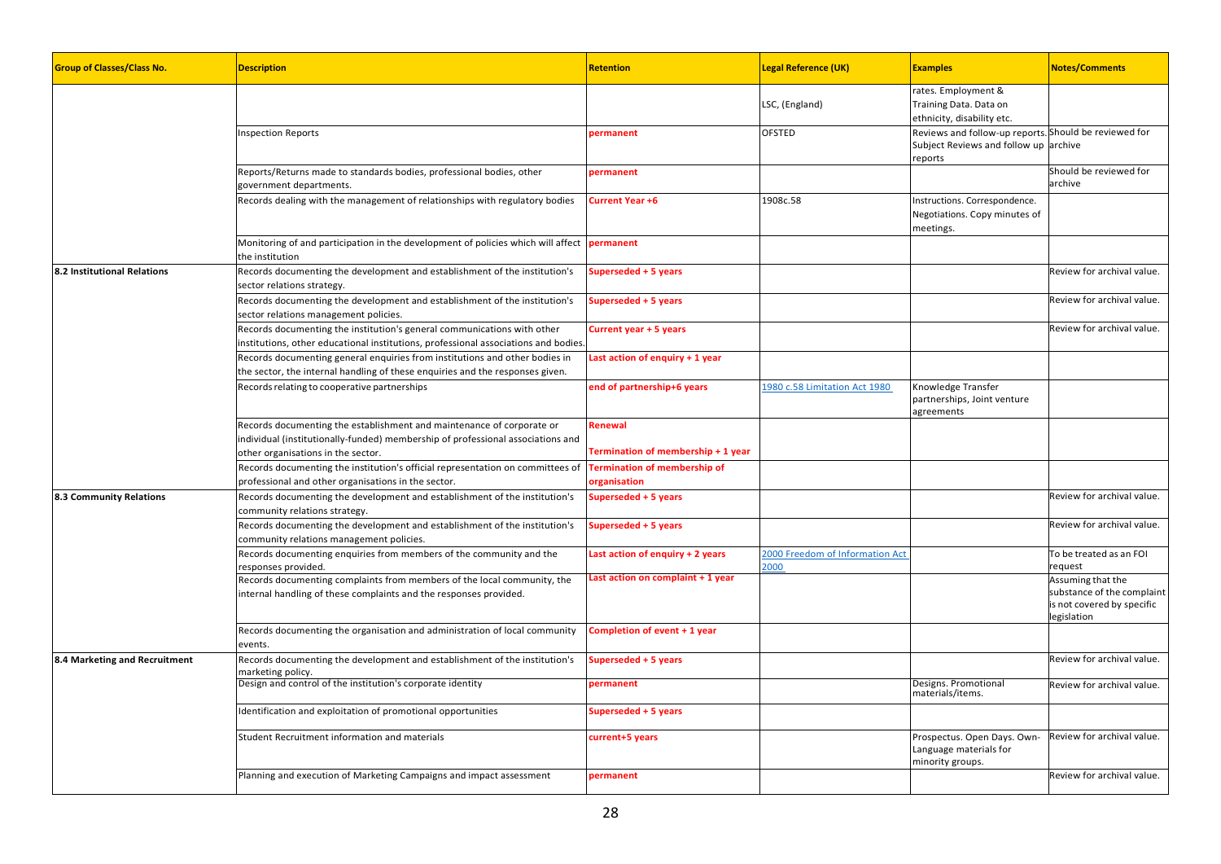| Group of Classes/Class No. | Description | Retention | Legal Reference (UK) | Examples | Notes/Comments |
|---|---|---|---|---|---|
| | | | LSC, (England) | rates. Employment & Training Data. Data on ethnicity, disability etc. | |
| | Inspection Reports | permanent | OFSTED | Reviews and follow-up reports. Subject Reviews and follow up reports | Should be reviewed for archive |
| | Reports/Returns made to standards bodies, professional bodies, other government departments. | permanent | | | Should be reviewed for archive |
| | Records dealing with the management of relationships with regulatory bodies | Current Year +6 | 1908c.58 | Instructions. Correspondence. Negotiations. Copy minutes of meetings. | |
| | Monitoring of and participation in the development of policies which will affect the institution | permanent | | | |
| **8.2 Institutional Relations** | Records documenting the development and establishment of the institution's sector relations strategy. | Superseded + 5 years | | | Review for archival value. |
| | Records documenting the development and establishment of the institution's sector relations management policies. | Superseded + 5 years | | | Review for archival value. |
| | Records documenting the institution's general communications with other institutions, other educational institutions, professional associations and bodies. | Current year + 5 years | | | Review for archival value. |
| | Records documenting general enquiries from institutions and other bodies in the sector, the internal handling of these enquiries and the responses given. | Last action of enquiry + 1 year | | | |
| | Records relating to cooperative partnerships | end of partnership+6 years | 1980 c.58 Limitation Act 1980 | Knowledge Transfer partnerships, Joint venture agreements | |
| | Records documenting the establishment and maintenance of corporate or individual (institutionally-funded) membership of professional associations and other organisations in the sector. | Renewal<br>Termination of membership + 1 year | | | |
| | Records documenting the institution's official representation on committees of professional and other organisations in the sector. | Termination of membership of organisation | | | |
| **8.3 Community Relations** | Records documenting the development and establishment of the institution's community relations strategy. | Superseded + 5 years | | | Review for archival value. |
| | Records documenting the development and establishment of the institution's community relations management policies. | Superseded + 5 years | | | Review for archival value. |
| | Records documenting enquiries from members of the community and the responses provided. | Last action of enquiry + 2 years | 2000 Freedom of Information Act 2000 | | To be treated as an FOI request |
| | Records documenting complaints from members of the local community, the internal handling of these complaints and the responses provided. | Last action on complaint + 1 year | | | Assuming that the substance of the complaint is not covered by specific legislation |
| | Records documenting the organisation and administration of local community events. | Completion of event + 1 year | | | |
| **8.4 Marketing and Recruitment** | Records documenting the development and establishment of the institution's marketing policy. | Superseded + 5 years | | | Review for archival value. |
| | Design and control of the institution's corporate identity | permanent | | Designs. Promotional materials/items. | Review for archival value. |
| | Identification and exploitation of promotional opportunities | Superseded + 5 years | | | |
| | Student Recruitment information and materials | current+5 years | | Prospectus. Open Days. Own-Language materials for minority groups. | Review for archival value. |
| | Planning and execution of Marketing Campaigns and impact assessment | permanent | | | Review for archival value. |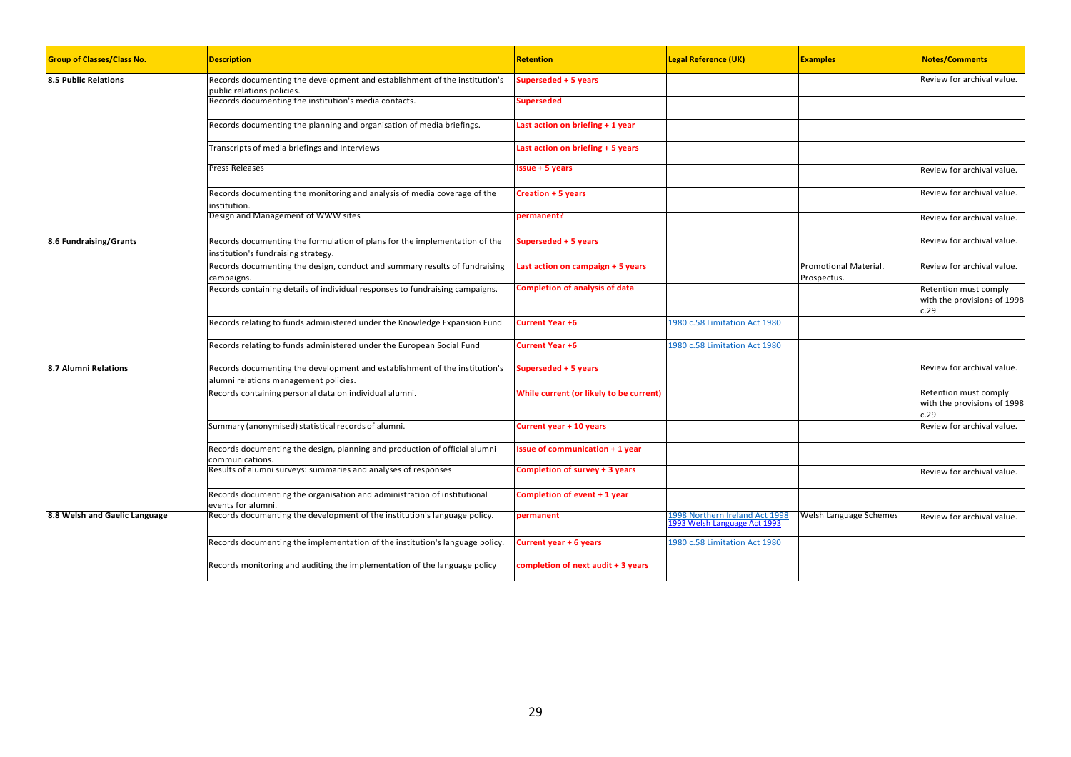| Group of Classes/Class No. | Description | Retention | Legal Reference (UK) | Examples | Notes/Comments |
|---|---|---|---|---|---|
| **8.5 Public Relations** | Records documenting the development and establishment of the institution's public relations policies. | **Superseded + 5 years** | | | Review for archival value. |
| | Records documenting the institution's media contacts. | **Superseded** | | | |
| | Records documenting the planning and organisation of media briefings. | **Last action on briefing + 1 year** | | | |
| | Transcripts of media briefings and Interviews | **Last action on briefing + 5 years** | | | |
| | Press Releases | **Issue + 5 years** | | | Review for archival value. |
| | Records documenting the monitoring and analysis of media coverage of the institution. | **Creation + 5 years** | | | Review for archival value. |
| | Design and Management of WWW sites | **permanent?** | | | Review for archival value. |
| **8.6 Fundraising/Grants** | Records documenting the formulation of plans for the implementation of the institution's fundraising strategy. | **Superseded + 5 years** | | | Review for archival value. |
| | Records documenting the design, conduct and summary results of fundraising campaigns. | **Last action on campaign + 5 years** | | Promotional Material. Prospectus. | Review for archival value. |
| | Records containing details of individual responses to fundraising campaigns. | **Completion of analysis of data** | | | Retention must comply with the provisions of 1998 c.29 |
| | Records relating to funds administered under the Knowledge Expansion Fund | **Current Year +6** | 1980 c.58 Limitation Act 1980 | | |
| | Records relating to funds administered under the European Social Fund | **Current Year +6** | 1980 c.58 Limitation Act 1980 | | |
| **8.7 Alumni Relations** | Records documenting the development and establishment of the institution's alumni relations management policies. | **Superseded + 5 years** | | | Review for archival value. |
| | Records containing personal data on individual alumni. | **While current (or likely to be current)** | | | Retention must comply with the provisions of 1998 c.29 |
| | Summary (anonymised) statistical records of alumni. | **Current year + 10 years** | | | Review for archival value. |
| | Records documenting the design, planning and production of official alumni communications. | **Issue of communication + 1 year** | | | |
| | Results of alumni surveys: summaries and analyses of responses | **Completion of survey + 3 years** | | | Review for archival value. |
| | Records documenting the organisation and administration of institutional events for alumni. | **Completion of event + 1 year** | | | |
| **8.8 Welsh and Gaelic Language** | Records documenting the development of the institution's language policy. | **permanent** | 1998 Northern Ireland Act 1998<br>1993 Welsh Language Act 1993 | Welsh Language Schemes | Review for archival value. |
| | Records documenting the implementation of the institution's language policy. | **Current year + 6 years** | 1980 c.58 Limitation Act 1980 | | |
| | Records monitoring and auditing the implementation of the language policy | **completion of next audit + 3 years** | | | |